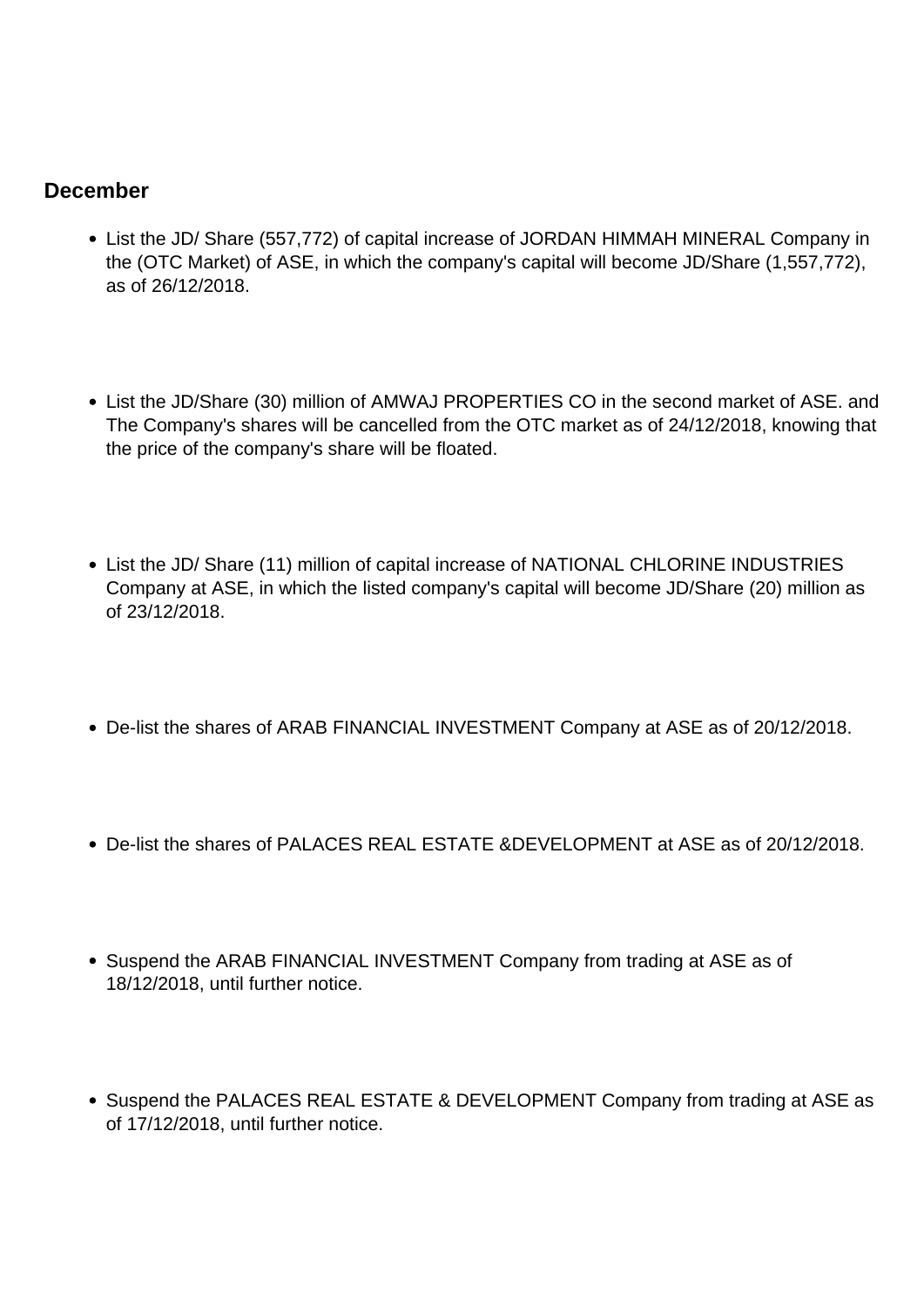## December

- List the JD/ Share (557,772) of capital increase of JORDAN HIMMAH MINERAL Company in the (OTC Market) of ASE, in which the company's capital will become JD/Share (1,557,772), as of 26/12/2018.

- List the JD/Share (30) million of AMWAJ PROPERTIES CO in the second market of ASE. and The Company's shares will be cancelled from the OTC market as of 24/12/2018, knowing that the price of the company's share will be floated.

- List the JD/ Share (11) million of capital increase of NATIONAL CHLORINE INDUSTRIES Company at ASE, in which the listed company's capital will become JD/Share (20) million as of 23/12/2018.

- De-list the shares of ARAB FINANCIAL INVESTMENT Company at ASE as of 20/12/2018.

- De-list the shares of PALACES REAL ESTATE &DEVELOPMENT at ASE as of 20/12/2018.

- Suspend the ARAB FINANCIAL INVESTMENT Company from trading at ASE as of 18/12/2018, until further notice.

- Suspend the PALACES REAL ESTATE & DEVELOPMENT Company from trading at ASE as of 17/12/2018, until further notice.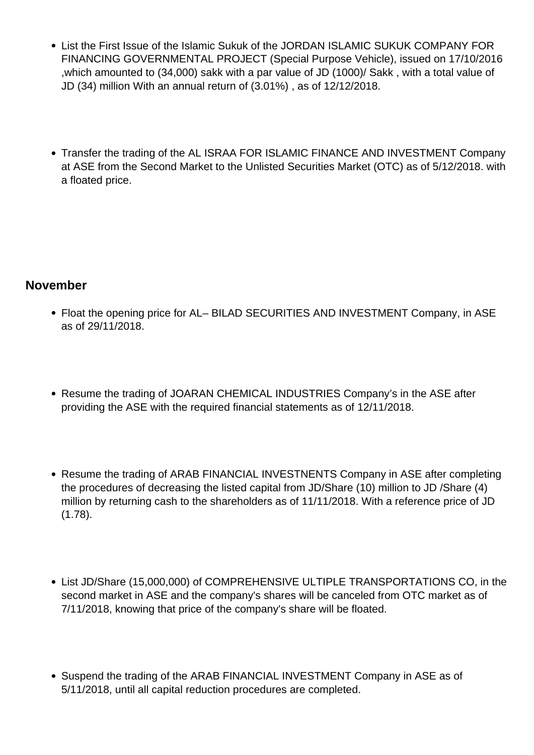- List the First Issue of the Islamic Sukuk of the JORDAN ISLAMIC SUKUK COMPANY FOR FINANCING GOVERNMENTAL PROJECT (Special Purpose Vehicle), issued on 17/10/2016 ,which amounted to (34,000) sakk with a par value of JD (1000)/ Sakk , with a total value of JD (34) million With an annual return of (3.01%) , as of 12/12/2018.

- Transfer the trading of the AL ISRAA FOR ISLAMIC FINANCE AND INVESTMENT Company at ASE from the Second Market to the Unlisted Securities Market (OTC) as of 5/12/2018. with a floated price.

### November

- Float the opening price for AL– BILAD SECURITIES AND INVESTMENT Company, in ASE as of 29/11/2018.

- Resume the trading of JOARAN CHEMICAL INDUSTRIES Company's in the ASE after providing the ASE with the required financial statements as of 12/11/2018.

- Resume the trading of ARAB FINANCIAL INVESTNENTS Company in ASE after completing the procedures of decreasing the listed capital from JD/Share (10) million to JD /Share (4) million by returning cash to the shareholders as of 11/11/2018. With a reference price of JD (1.78).

- List JD/Share (15,000,000) of COMPREHENSIVE ULTIPLE TRANSPORTATIONS CO, in the second market in ASE and the company's shares will be canceled from OTC market as of 7/11/2018, knowing that price of the company's share will be floated.

- Suspend the trading of the ARAB FINANCIAL INVESTMENT Company in ASE as of 5/11/2018, until all capital reduction procedures are completed.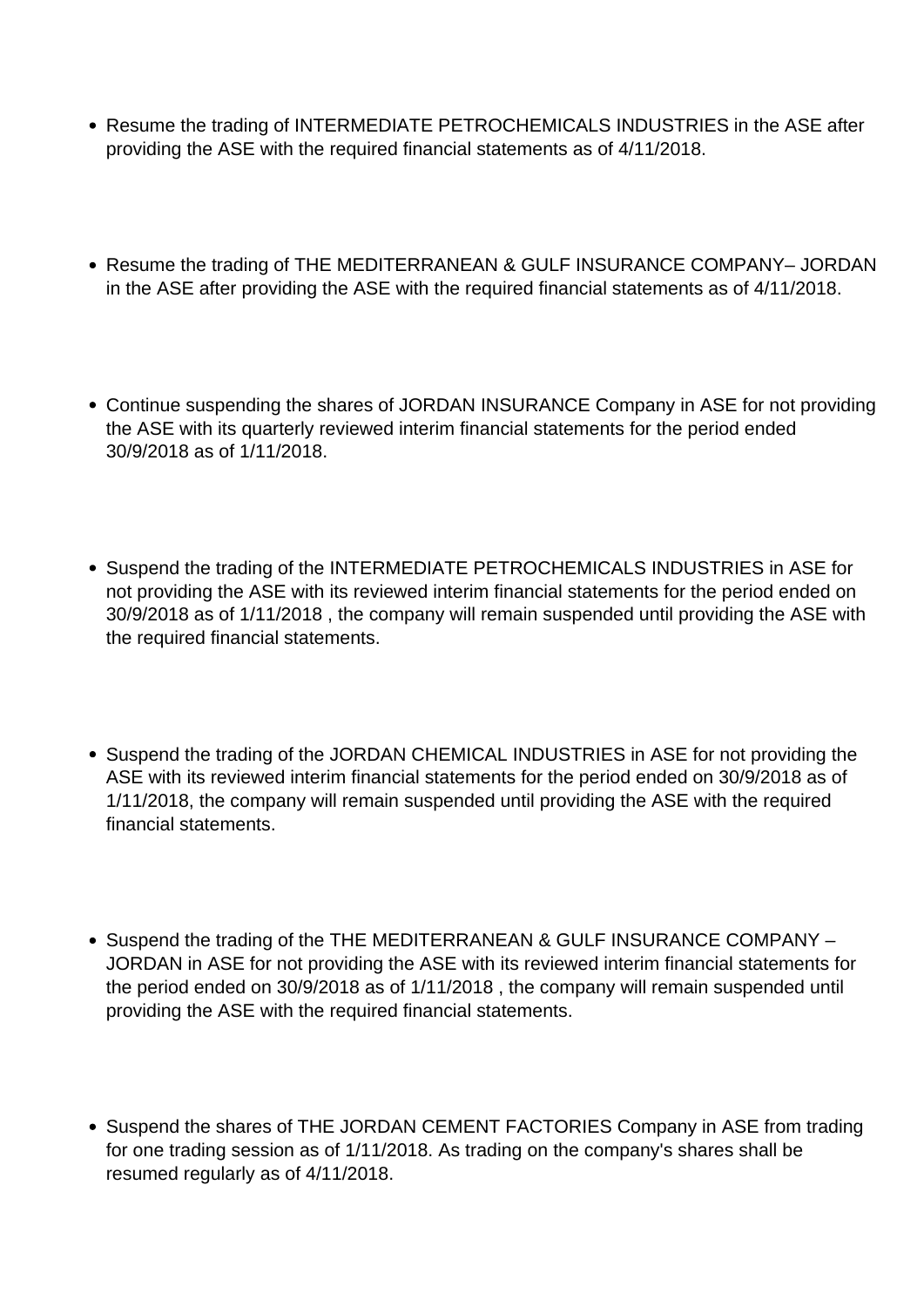- Resume the trading of INTERMEDIATE PETROCHEMICALS INDUSTRIES in the ASE after providing the ASE with the required financial statements as of 4/11/2018.

- Resume the trading of THE MEDITERRANEAN & GULF INSURANCE COMPANY– JORDAN in the ASE after providing the ASE with the required financial statements as of 4/11/2018.

- Continue suspending the shares of JORDAN INSURANCE Company in ASE for not providing the ASE with its quarterly reviewed interim financial statements for the period ended 30/9/2018 as of 1/11/2018.

- Suspend the trading of the INTERMEDIATE PETROCHEMICALS INDUSTRIES in ASE for not providing the ASE with its reviewed interim financial statements for the period ended on 30/9/2018 as of 1/11/2018 , the company will remain suspended until providing the ASE with the required financial statements.

- Suspend the trading of the JORDAN CHEMICAL INDUSTRIES in ASE for not providing the ASE with its reviewed interim financial statements for the period ended on 30/9/2018 as of 1/11/2018, the company will remain suspended until providing the ASE with the required financial statements.

- Suspend the trading of the THE MEDITERRANEAN & GULF INSURANCE COMPANY – JORDAN in ASE for not providing the ASE with its reviewed interim financial statements for the period ended on 30/9/2018 as of 1/11/2018 , the company will remain suspended until providing the ASE with the required financial statements.

- Suspend the shares of THE JORDAN CEMENT FACTORIES Company in ASE from trading for one trading session as of 1/11/2018. As trading on the company's shares shall be resumed regularly as of 4/11/2018.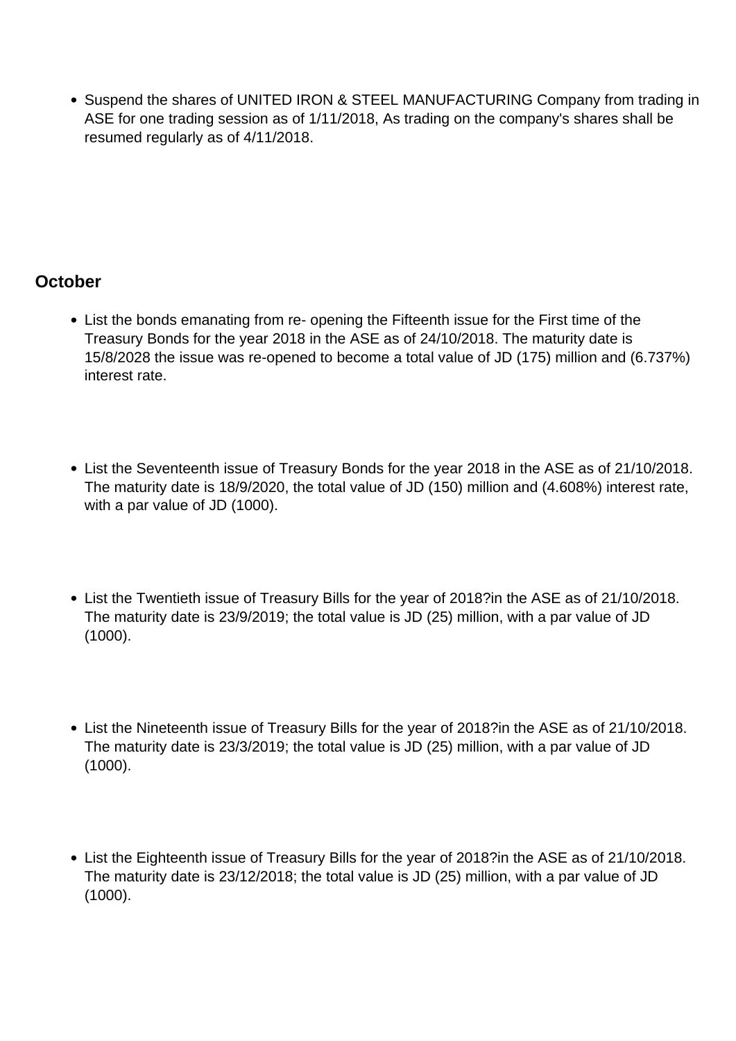- Suspend the shares of UNITED IRON & STEEL MANUFACTURING Company from trading in ASE for one trading session as of 1/11/2018, As trading on the company's shares shall be resumed regularly as of 4/11/2018.

## October

- List the bonds emanating from re- opening the Fifteenth issue for the First time of the Treasury Bonds for the year 2018 in the ASE as of 24/10/2018. The maturity date is 15/8/2028 the issue was re-opened to become a total value of JD (175) million and (6.737%) interest rate.

- List the Seventeenth issue of Treasury Bonds for the year 2018 in the ASE as of 21/10/2018. The maturity date is 18/9/2020, the total value of JD (150) million and (4.608%) interest rate, with a par value of JD (1000).

- List the Twentieth issue of Treasury Bills for the year of 2018?in the ASE as of 21/10/2018. The maturity date is 23/9/2019; the total value is JD (25) million, with a par value of JD (1000).

- List the Nineteenth issue of Treasury Bills for the year of 2018?in the ASE as of 21/10/2018. The maturity date is 23/3/2019; the total value is JD (25) million, with a par value of JD (1000).

- List the Eighteenth issue of Treasury Bills for the year of 2018?in the ASE as of 21/10/2018. The maturity date is 23/12/2018; the total value is JD (25) million, with a par value of JD (1000).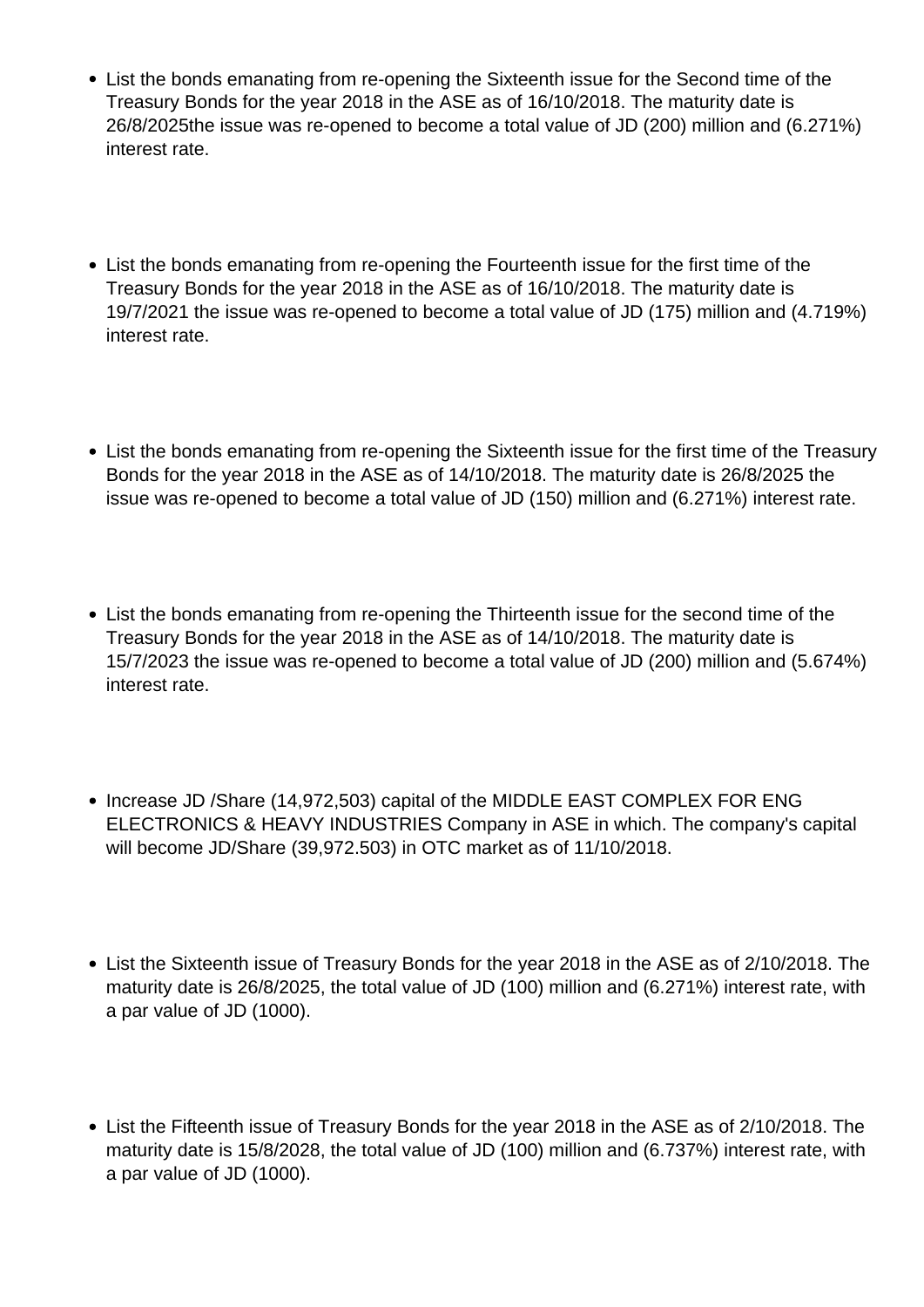- List the bonds emanating from re-opening the Sixteenth issue for the Second time of the Treasury Bonds for the year 2018 in the ASE as of 16/10/2018. The maturity date is 26/8/2025the issue was re-opened to become a total value of JD (200) million and (6.271%) interest rate.

- List the bonds emanating from re-opening the Fourteenth issue for the first time of the Treasury Bonds for the year 2018 in the ASE as of 16/10/2018. The maturity date is 19/7/2021 the issue was re-opened to become a total value of JD (175) million and (4.719%) interest rate.

- List the bonds emanating from re-opening the Sixteenth issue for the first time of the Treasury Bonds for the year 2018 in the ASE as of 14/10/2018. The maturity date is 26/8/2025 the issue was re-opened to become a total value of JD (150) million and (6.271%) interest rate.

- List the bonds emanating from re-opening the Thirteenth issue for the second time of the Treasury Bonds for the year 2018 in the ASE as of 14/10/2018. The maturity date is 15/7/2023 the issue was re-opened to become a total value of JD (200) million and (5.674%) interest rate.

- Increase JD /Share (14,972,503) capital of the MIDDLE EAST COMPLEX FOR ENG ELECTRONICS & HEAVY INDUSTRIES Company in ASE in which. The company's capital will become JD/Share (39,972.503) in OTC market as of 11/10/2018.

- List the Sixteenth issue of Treasury Bonds for the year 2018 in the ASE as of 2/10/2018. The maturity date is 26/8/2025, the total value of JD (100) million and (6.271%) interest rate, with a par value of JD (1000).

- List the Fifteenth issue of Treasury Bonds for the year 2018 in the ASE as of 2/10/2018. The maturity date is 15/8/2028, the total value of JD (100) million and (6.737%) interest rate, with a par value of JD (1000).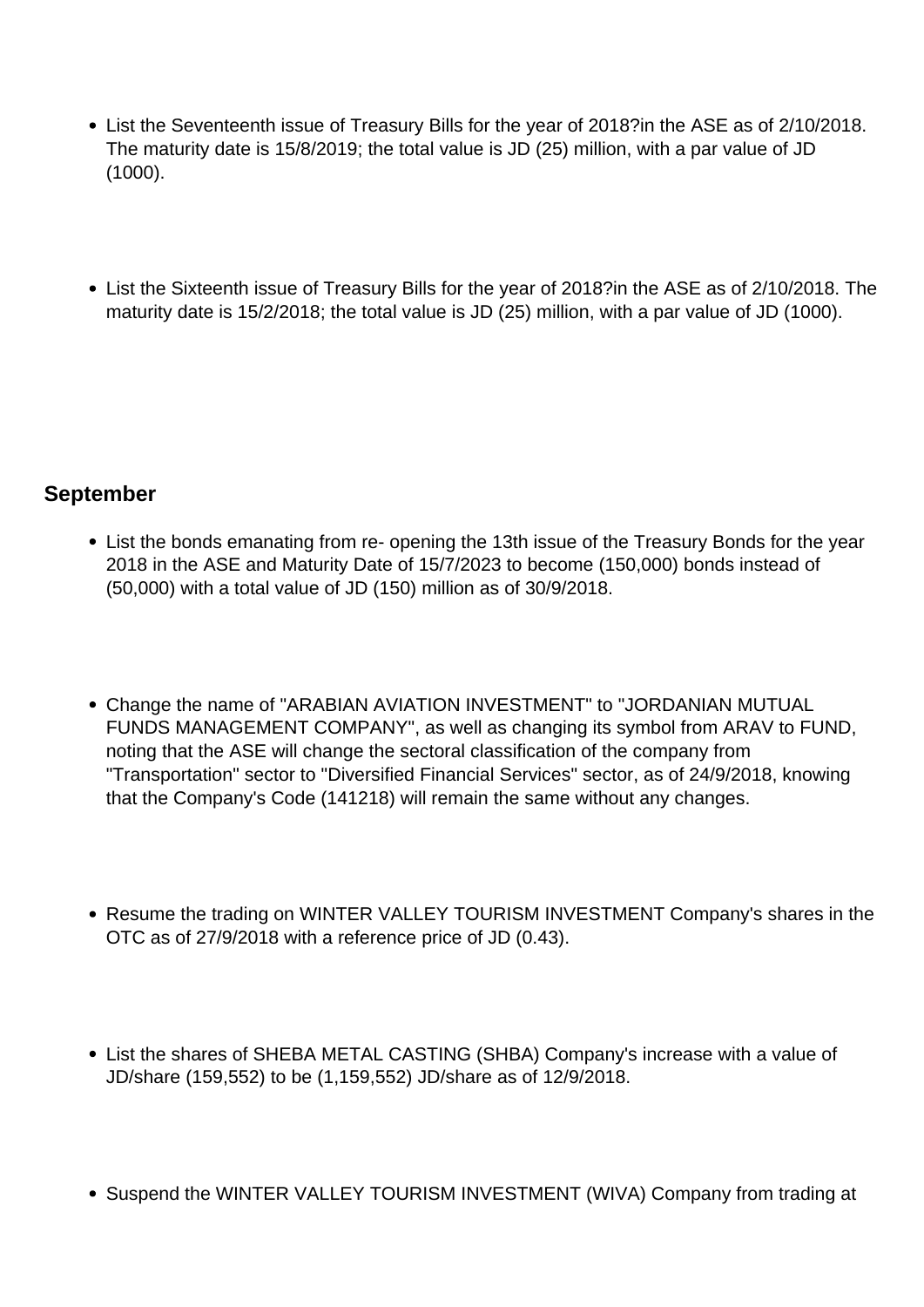- List the Seventeenth issue of Treasury Bills for the year of 2018?in the ASE as of 2/10/2018. The maturity date is 15/8/2019; the total value is JD (25) million, with a par value of JD (1000).

- List the Sixteenth issue of Treasury Bills for the year of 2018?in the ASE as of 2/10/2018. The maturity date is 15/2/2018; the total value is JD (25) million, with a par value of JD (1000).

## September

- List the bonds emanating from re- opening the 13th issue of the Treasury Bonds for the year 2018 in the ASE and Maturity Date of 15/7/2023 to become (150,000) bonds instead of (50,000) with a total value of JD (150) million as of 30/9/2018.

- Change the name of "ARABIAN AVIATION INVESTMENT" to "JORDANIAN MUTUAL FUNDS MANAGEMENT COMPANY", as well as changing its symbol from ARAV to FUND, noting that the ASE will change the sectoral classification of the company from "Transportation" sector to "Diversified Financial Services" sector, as of 24/9/2018, knowing that the Company's Code (141218) will remain the same without any changes.

- Resume the trading on WINTER VALLEY TOURISM INVESTMENT Company's shares in the OTC as of 27/9/2018 with a reference price of JD (0.43).

- List the shares of SHEBA METAL CASTING (SHBA) Company's increase with a value of JD/share (159,552) to be (1,159,552) JD/share as of 12/9/2018.

- Suspend the WINTER VALLEY TOURISM INVESTMENT (WIVA) Company from trading at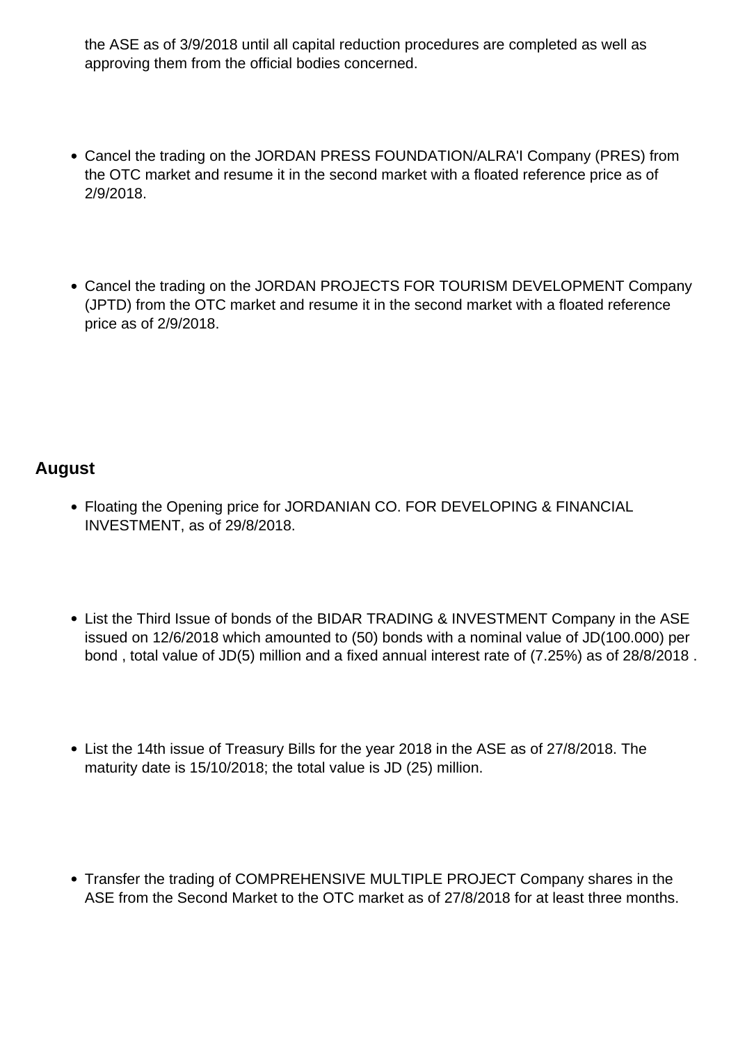the ASE as of 3/9/2018 until all capital reduction procedures are completed as well as approving them from the official bodies concerned.

- Cancel the trading on the JORDAN PRESS FOUNDATION/ALRA'I Company (PRES) from the OTC market and resume it in the second market with a floated reference price as of 2/9/2018.

- Cancel the trading on the JORDAN PROJECTS FOR TOURISM DEVELOPMENT Company (JPTD) from the OTC market and resume it in the second market with a floated reference price as of 2/9/2018.

## August

- Floating the Opening price for JORDANIAN CO. FOR DEVELOPING & FINANCIAL INVESTMENT, as of 29/8/2018.

- List the Third Issue of bonds of the BIDAR TRADING & INVESTMENT Company in the ASE issued on 12/6/2018 which amounted to (50) bonds with a nominal value of JD(100.000) per bond , total value of JD(5) million and a fixed annual interest rate of (7.25%) as of 28/8/2018 .

- List the 14th issue of Treasury Bills for the year 2018 in the ASE as of 27/8/2018. The maturity date is 15/10/2018; the total value is JD (25) million.

- Transfer the trading of COMPREHENSIVE MULTIPLE PROJECT Company shares in the ASE from the Second Market to the OTC market as of 27/8/2018 for at least three months.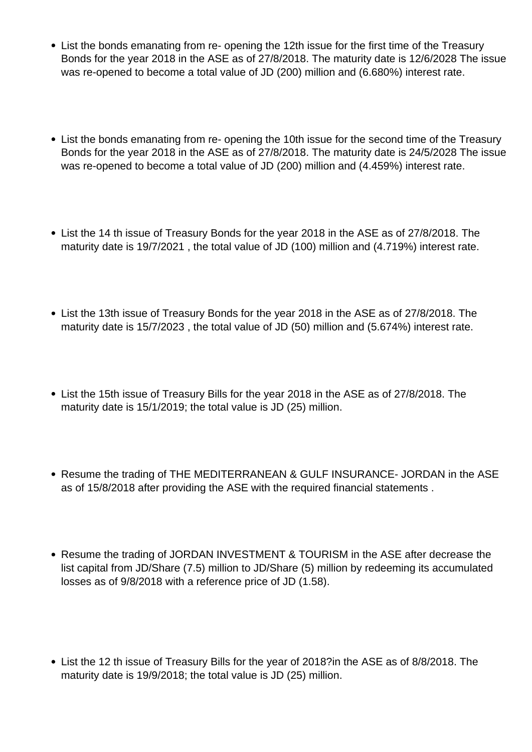- List the bonds emanating from re- opening the 12th issue for the first time of the Treasury Bonds for the year 2018 in the ASE as of 27/8/2018. The maturity date is 12/6/2028 The issue was re-opened to become a total value of JD (200) million and (6.680%) interest rate.

- List the bonds emanating from re- opening the 10th issue for the second time of the Treasury Bonds for the year 2018 in the ASE as of 27/8/2018. The maturity date is 24/5/2028 The issue was re-opened to become a total value of JD (200) million and (4.459%) interest rate.

- List the 14 th issue of Treasury Bonds for the year 2018 in the ASE as of 27/8/2018. The maturity date is 19/7/2021 , the total value of JD (100) million and (4.719%) interest rate.

- List the 13th issue of Treasury Bonds for the year 2018 in the ASE as of 27/8/2018. The maturity date is 15/7/2023 , the total value of JD (50) million and (5.674%) interest rate.

- List the 15th issue of Treasury Bills for the year 2018 in the ASE as of 27/8/2018. The maturity date is 15/1/2019; the total value is JD (25) million.

- Resume the trading of THE MEDITERRANEAN & GULF INSURANCE- JORDAN in the ASE as of 15/8/2018 after providing the ASE with the required financial statements .

- Resume the trading of JORDAN INVESTMENT & TOURISM in the ASE after decrease the list capital from JD/Share (7.5) million to JD/Share (5) million by redeeming its accumulated losses as of 9/8/2018 with a reference price of JD (1.58).

- List the 12 th issue of Treasury Bills for the year of 2018?in the ASE as of 8/8/2018. The maturity date is 19/9/2018; the total value is JD (25) million.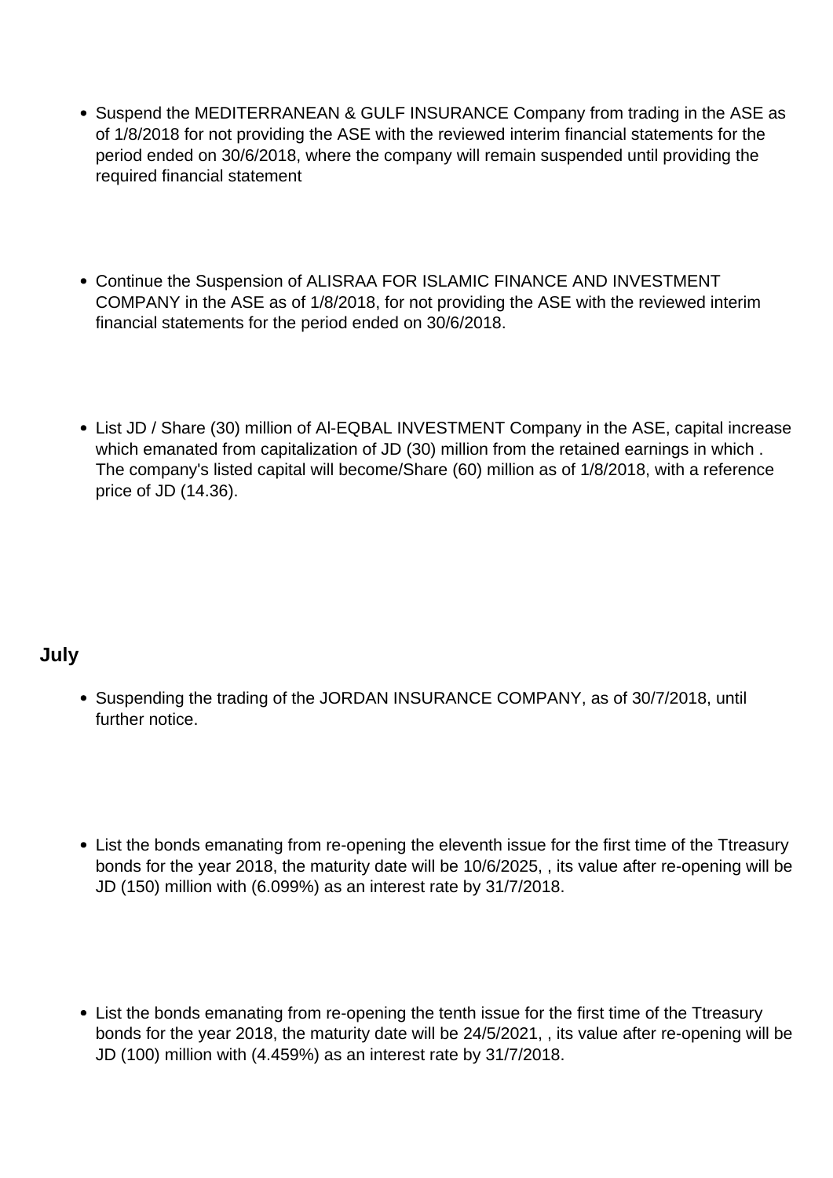- Suspend the MEDITERRANEAN & GULF INSURANCE Company from trading in the ASE as of 1/8/2018 for not providing the ASE with the reviewed interim financial statements for the period ended on 30/6/2018, where the company will remain suspended until providing the required financial statement

- Continue the Suspension of ALISRAA FOR ISLAMIC FINANCE AND INVESTMENT COMPANY in the ASE as of 1/8/2018, for not providing the ASE with the reviewed interim financial statements for the period ended on 30/6/2018.

- List JD / Share (30) million of Al-EQBAL INVESTMENT Company in the ASE, capital increase which emanated from capitalization of JD (30) million from the retained earnings in which . The company's listed capital will become/Share (60) million as of 1/8/2018, with a reference price of JD (14.36).

## July

- Suspending the trading of the JORDAN INSURANCE COMPANY, as of 30/7/2018, until further notice.

- List the bonds emanating from re-opening the eleventh issue for the first time of the Ttreasury bonds for the year 2018, the maturity date will be 10/6/2025, , its value after re-opening will be JD (150) million with (6.099%) as an interest rate by 31/7/2018.

- List the bonds emanating from re-opening the tenth issue for the first time of the Ttreasury bonds for the year 2018, the maturity date will be 24/5/2021, , its value after re-opening will be JD (100) million with (4.459%) as an interest rate by 31/7/2018.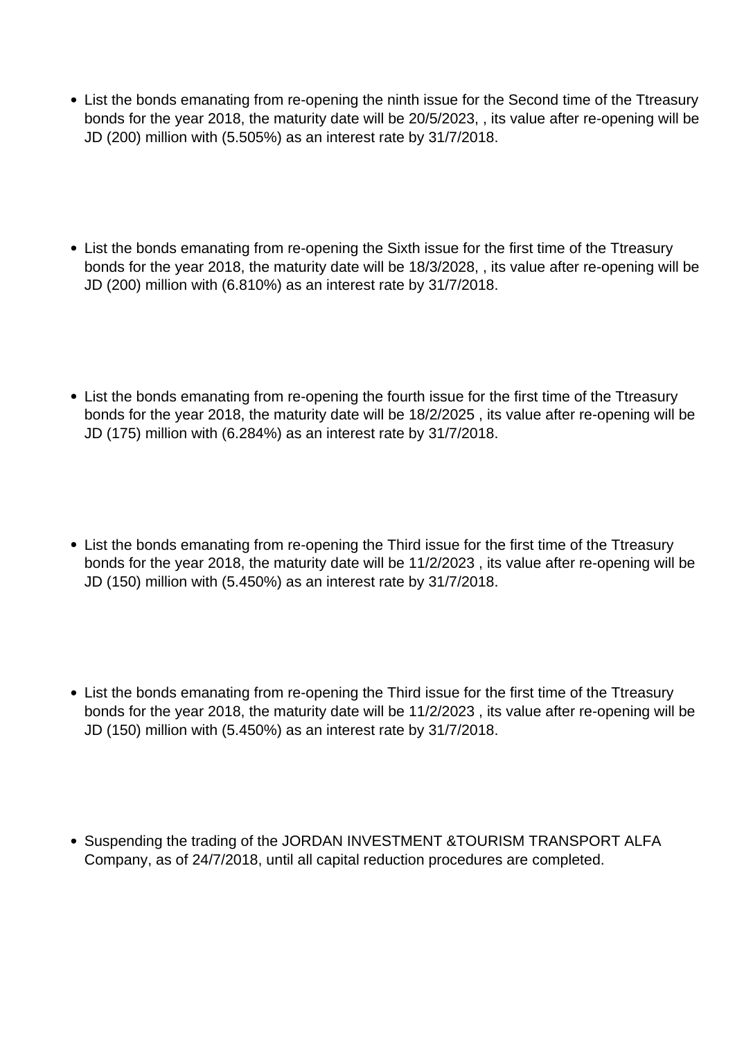- List the bonds emanating from re-opening the ninth issue for the Second time of the Ttreasury bonds for the year 2018, the maturity date will be 20/5/2023, , its value after re-opening will be JD (200) million with (5.505%) as an interest rate by 31/7/2018.

- List the bonds emanating from re-opening the Sixth issue for the first time of the Ttreasury bonds for the year 2018, the maturity date will be 18/3/2028, , its value after re-opening will be JD (200) million with (6.810%) as an interest rate by 31/7/2018.

- List the bonds emanating from re-opening the fourth issue for the first time of the Ttreasury bonds for the year 2018, the maturity date will be 18/2/2025 , its value after re-opening will be JD (175) million with (6.284%) as an interest rate by 31/7/2018.

- List the bonds emanating from re-opening the Third issue for the first time of the Ttreasury bonds for the year 2018, the maturity date will be 11/2/2023 , its value after re-opening will be JD (150) million with (5.450%) as an interest rate by 31/7/2018.

- List the bonds emanating from re-opening the Third issue for the first time of the Ttreasury bonds for the year 2018, the maturity date will be 11/2/2023 , its value after re-opening will be JD (150) million with (5.450%) as an interest rate by 31/7/2018.

- Suspending the trading of the JORDAN INVESTMENT &TOURISM TRANSPORT ALFA Company, as of 24/7/2018, until all capital reduction procedures are completed.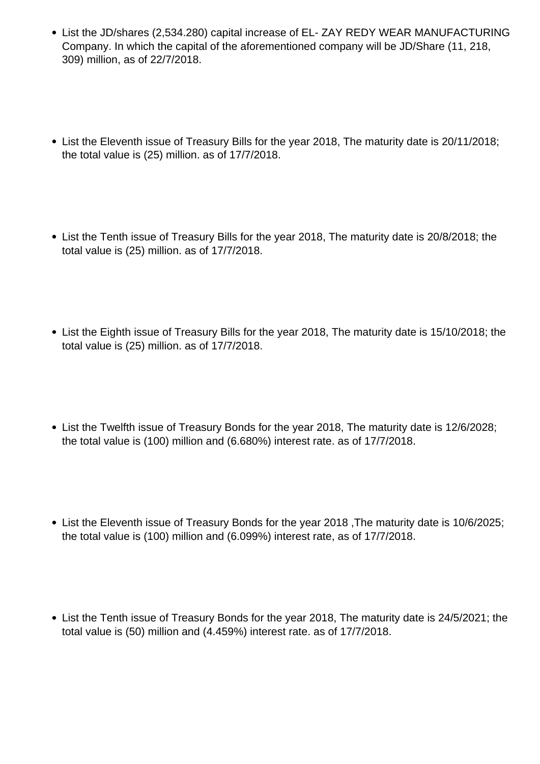- List the JD/shares (2,534.280) capital increase of EL- ZAY REDY WEAR MANUFACTURING Company. In which the capital of the aforementioned company will be JD/Share (11, 218, 309) million, as of 22/7/2018.

- List the Eleventh issue of Treasury Bills for the year 2018, The maturity date is 20/11/2018; the total value is (25) million. as of 17/7/2018.

- List the Tenth issue of Treasury Bills for the year 2018, The maturity date is 20/8/2018; the total value is (25) million. as of 17/7/2018.

- List the Eighth issue of Treasury Bills for the year 2018, The maturity date is 15/10/2018; the total value is (25) million. as of 17/7/2018.

- List the Twelfth issue of Treasury Bonds for the year 2018, The maturity date is 12/6/2028; the total value is (100) million and (6.680%) interest rate. as of 17/7/2018.

- List the Eleventh issue of Treasury Bonds for the year 2018 ,The maturity date is 10/6/2025; the total value is (100) million and (6.099%) interest rate, as of 17/7/2018.

- List the Tenth issue of Treasury Bonds for the year 2018, The maturity date is 24/5/2021; the total value is (50) million and (4.459%) interest rate. as of 17/7/2018.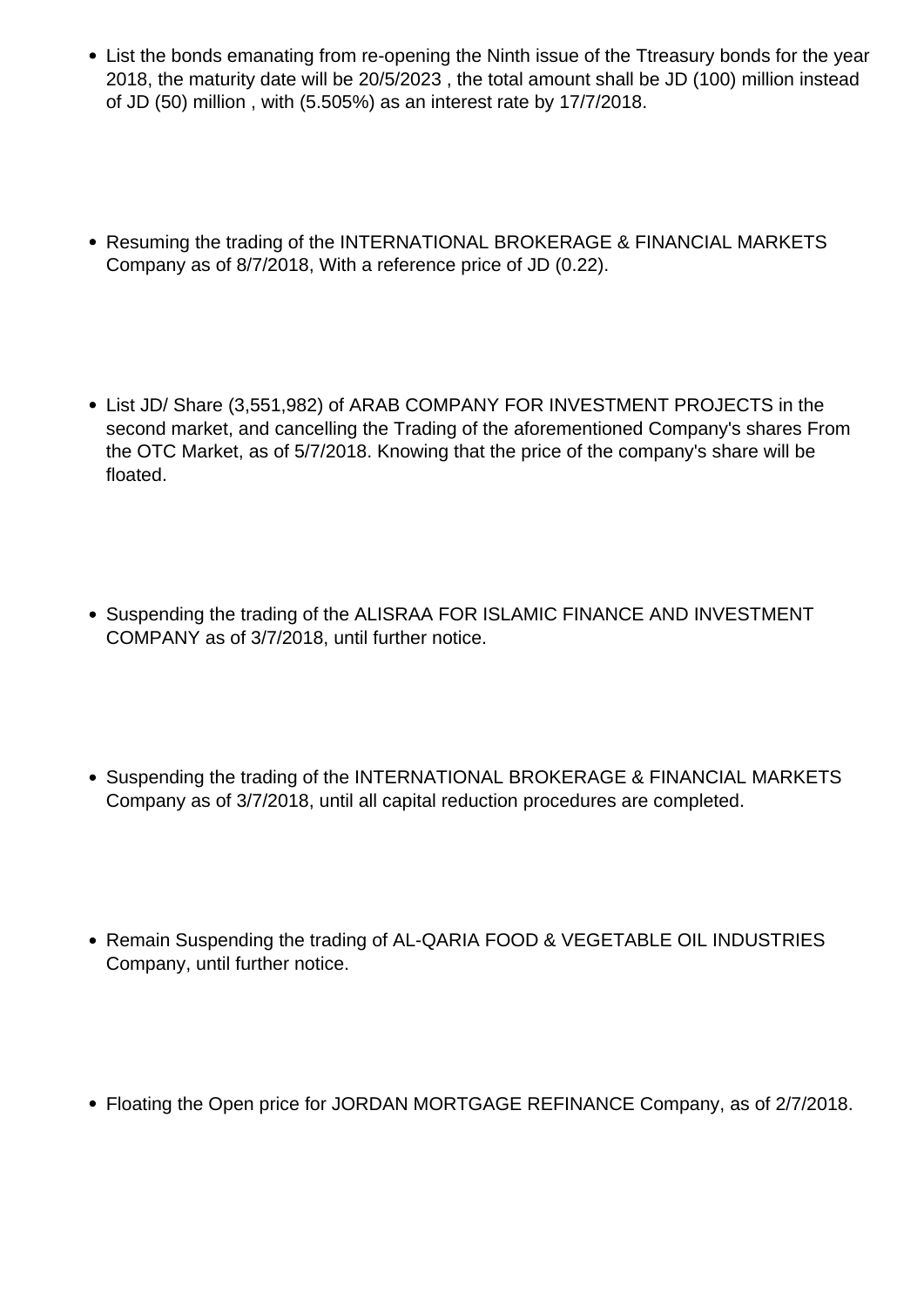- List the bonds emanating from re-opening the Ninth issue of the Ttreasury bonds for the year 2018, the maturity date will be 20/5/2023 , the total amount shall be JD (100) million instead of JD (50) million , with (5.505%) as an interest rate by 17/7/2018.

- Resuming the trading of the INTERNATIONAL BROKERAGE & FINANCIAL MARKETS Company as of 8/7/2018, With a reference price of JD (0.22).

- List JD/ Share (3,551,982) of ARAB COMPANY FOR INVESTMENT PROJECTS in the second market, and cancelling the Trading of the aforementioned Company's shares From the OTC Market, as of 5/7/2018. Knowing that the price of the company's share will be floated.

- Suspending the trading of the ALISRAA FOR ISLAMIC FINANCE AND INVESTMENT COMPANY as of 3/7/2018, until further notice.

- Suspending the trading of the INTERNATIONAL BROKERAGE & FINANCIAL MARKETS Company as of 3/7/2018, until all capital reduction procedures are completed.

- Remain Suspending the trading of AL-QARIA FOOD & VEGETABLE OIL INDUSTRIES Company, until further notice.

- Floating the Open price for JORDAN MORTGAGE REFINANCE Company, as of 2/7/2018.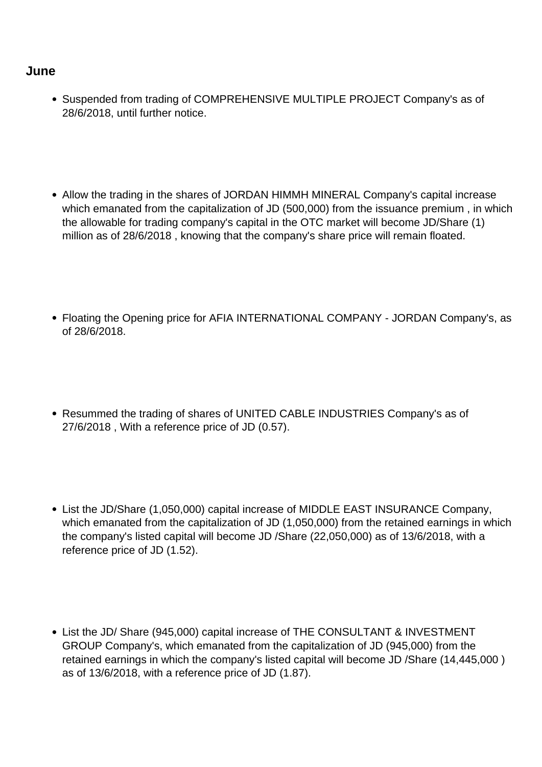## June

- Suspended from trading of COMPREHENSIVE MULTIPLE PROJECT Company's as of 28/6/2018, until further notice.

- Allow the trading in the shares of JORDAN HIMMH MINERAL Company's capital increase which emanated from the capitalization of JD (500,000) from the issuance premium , in which the allowable for trading company's capital in the OTC market will become JD/Share (1) million as of 28/6/2018 , knowing that the company's share price will remain floated.

- Floating the Opening price for AFIA INTERNATIONAL COMPANY - JORDAN Company's, as of 28/6/2018.

- Resummed the trading of shares of UNITED CABLE INDUSTRIES Company's as of 27/6/2018 , With a reference price of JD (0.57).

- List the JD/Share (1,050,000) capital increase of MIDDLE EAST INSURANCE Company, which emanated from the capitalization of JD (1,050,000) from the retained earnings in which the company's listed capital will become JD /Share (22,050,000) as of 13/6/2018, with a reference price of JD (1.52).

- List the JD/ Share (945,000) capital increase of THE CONSULTANT & INVESTMENT GROUP Company's, which emanated from the capitalization of JD (945,000) from the retained earnings in which the company's listed capital will become JD /Share (14,445,000 ) as of 13/6/2018, with a reference price of JD (1.87).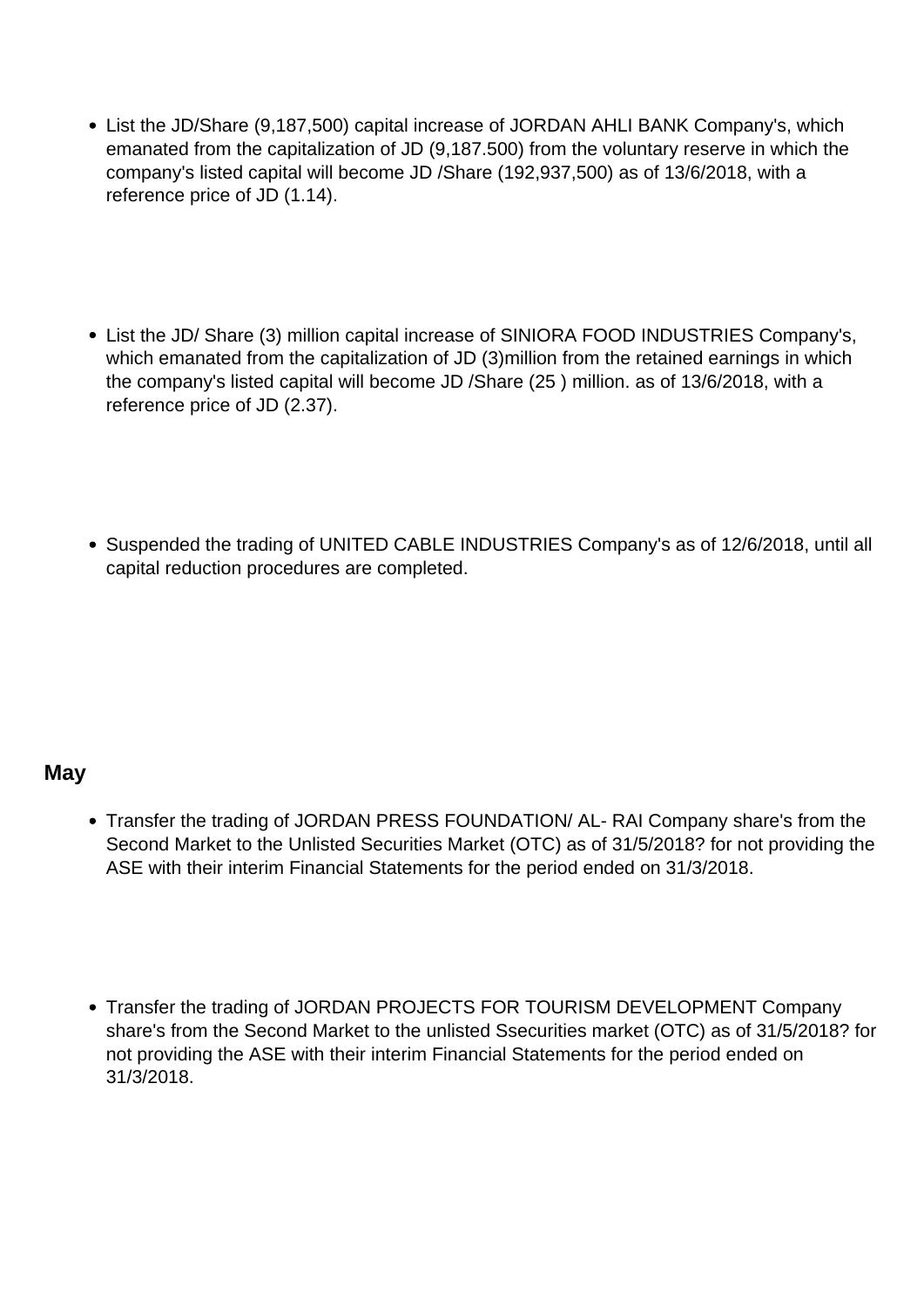- List the JD/Share (9,187,500) capital increase of JORDAN AHLI BANK Company's, which emanated from the capitalization of JD (9,187.500) from the voluntary reserve in which the company's listed capital will become JD /Share (192,937,500) as of 13/6/2018, with a reference price of JD (1.14).

- List the JD/ Share (3) million capital increase of SINIORA FOOD INDUSTRIES Company's, which emanated from the capitalization of JD (3)million from the retained earnings in which the company's listed capital will become JD /Share (25 ) million. as of 13/6/2018, with a reference price of JD (2.37).

- Suspended the trading of UNITED CABLE INDUSTRIES Company's as of 12/6/2018, until all capital reduction procedures are completed.

### May

- Transfer the trading of JORDAN PRESS FOUNDATION/ AL- RAI Company share's from the Second Market to the Unlisted Securities Market (OTC) as of 31/5/2018? for not providing the ASE with their interim Financial Statements for the period ended on 31/3/2018.

- Transfer the trading of JORDAN PROJECTS FOR TOURISM DEVELOPMENT Company share's from the Second Market to the unlisted Ssecurities market (OTC) as of 31/5/2018? for not providing the ASE with their interim Financial Statements for the period ended on 31/3/2018.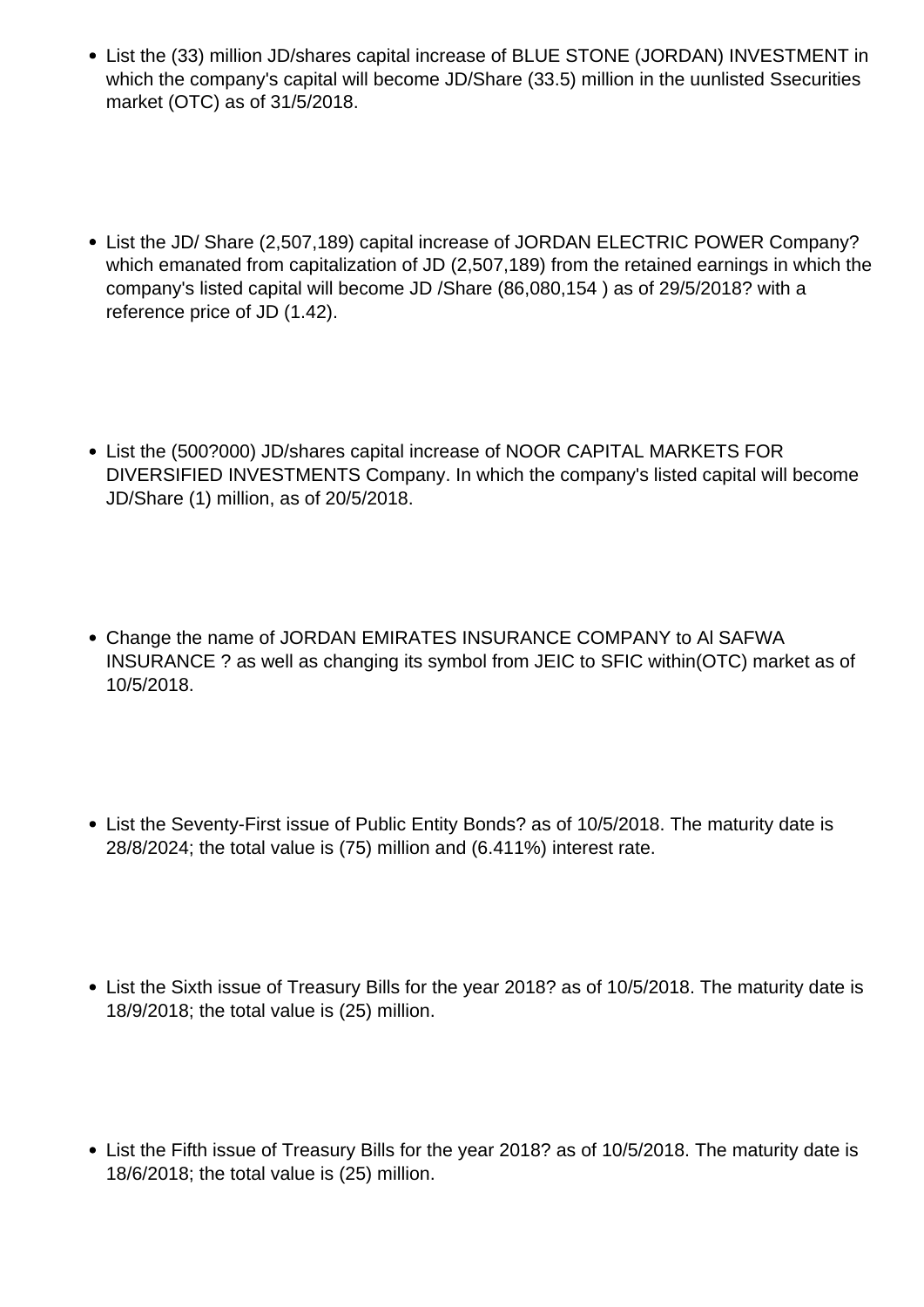- List the (33) million JD/shares capital increase of BLUE STONE (JORDAN) INVESTMENT in which the company's capital will become JD/Share (33.5) million in the uunlisted Ssecurities market (OTC) as of 31/5/2018.

- List the JD/ Share (2,507,189) capital increase of JORDAN ELECTRIC POWER Company? which emanated from capitalization of JD (2,507,189) from the retained earnings in which the company's listed capital will become JD /Share (86,080,154 ) as of 29/5/2018? with a reference price of JD (1.42).

- List the (500?000) JD/shares capital increase of NOOR CAPITAL MARKETS FOR DIVERSIFIED INVESTMENTS Company. In which the company's listed capital will become JD/Share (1) million, as of 20/5/2018.

- Change the name of JORDAN EMIRATES INSURANCE COMPANY to Al SAFWA INSURANCE ? as well as changing its symbol from JEIC to SFIC within(OTC) market as of 10/5/2018.

- List the Seventy-First issue of Public Entity Bonds? as of 10/5/2018. The maturity date is 28/8/2024; the total value is (75) million and (6.411%) interest rate.

- List the Sixth issue of Treasury Bills for the year 2018? as of 10/5/2018. The maturity date is 18/9/2018; the total value is (25) million.

- List the Fifth issue of Treasury Bills for the year 2018? as of 10/5/2018. The maturity date is 18/6/2018; the total value is (25) million.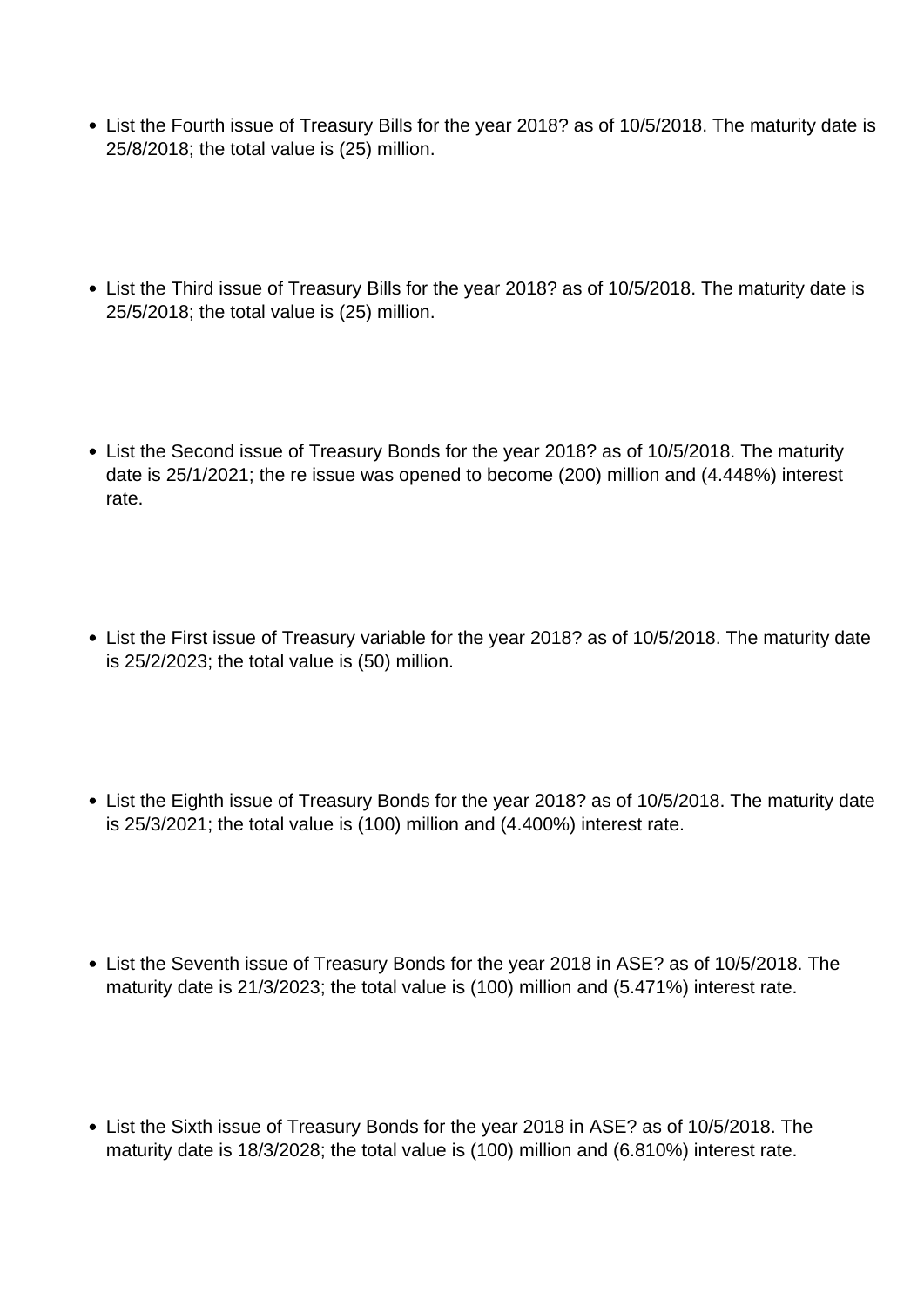- List the Fourth issue of Treasury Bills for the year 2018? as of 10/5/2018. The maturity date is 25/8/2018; the total value is (25) million.

- List the Third issue of Treasury Bills for the year 2018? as of 10/5/2018. The maturity date is 25/5/2018; the total value is (25) million.

- List the Second issue of Treasury Bonds for the year 2018? as of 10/5/2018. The maturity date is 25/1/2021; the re issue was opened to become (200) million and (4.448%) interest rate.

- List the First issue of Treasury variable for the year 2018? as of 10/5/2018. The maturity date is 25/2/2023; the total value is (50) million.

- List the Eighth issue of Treasury Bonds for the year 2018? as of 10/5/2018. The maturity date is 25/3/2021; the total value is (100) million and (4.400%) interest rate.

- List the Seventh issue of Treasury Bonds for the year 2018 in ASE? as of 10/5/2018. The maturity date is 21/3/2023; the total value is (100) million and (5.471%) interest rate.

- List the Sixth issue of Treasury Bonds for the year 2018 in ASE? as of 10/5/2018. The maturity date is 18/3/2028; the total value is (100) million and (6.810%) interest rate.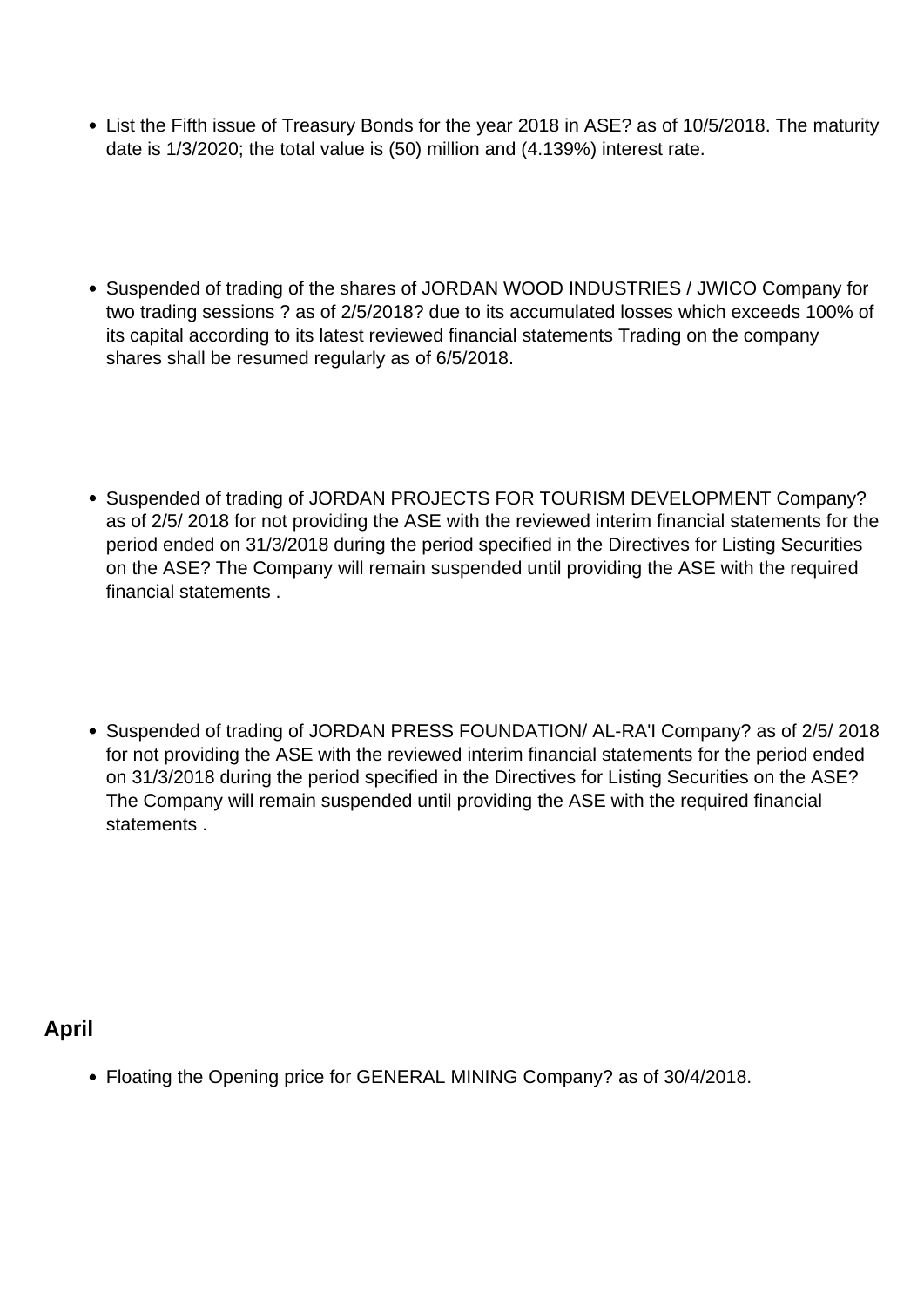- List the Fifth issue of Treasury Bonds for the year 2018 in ASE? as of 10/5/2018. The maturity date is 1/3/2020; the total value is (50) million and (4.139%) interest rate.

- Suspended of trading of the shares of JORDAN WOOD INDUSTRIES / JWICO Company for two trading sessions ? as of 2/5/2018? due to its accumulated losses which exceeds 100% of its capital according to its latest reviewed financial statements Trading on the company shares shall be resumed regularly as of 6/5/2018.

- Suspended of trading of JORDAN PROJECTS FOR TOURISM DEVELOPMENT Company? as of 2/5/ 2018 for not providing the ASE with the reviewed interim financial statements for the period ended on 31/3/2018 during the period specified in the Directives for Listing Securities on the ASE? The Company will remain suspended until providing the ASE with the required financial statements .

- Suspended of trading of JORDAN PRESS FOUNDATION/ AL-RA'I Company? as of 2/5/ 2018 for not providing the ASE with the reviewed interim financial statements for the period ended on 31/3/2018 during the period specified in the Directives for Listing Securities on the ASE? The Company will remain suspended until providing the ASE with the required financial statements .

### April

- Floating the Opening price for GENERAL MINING Company? as of 30/4/2018.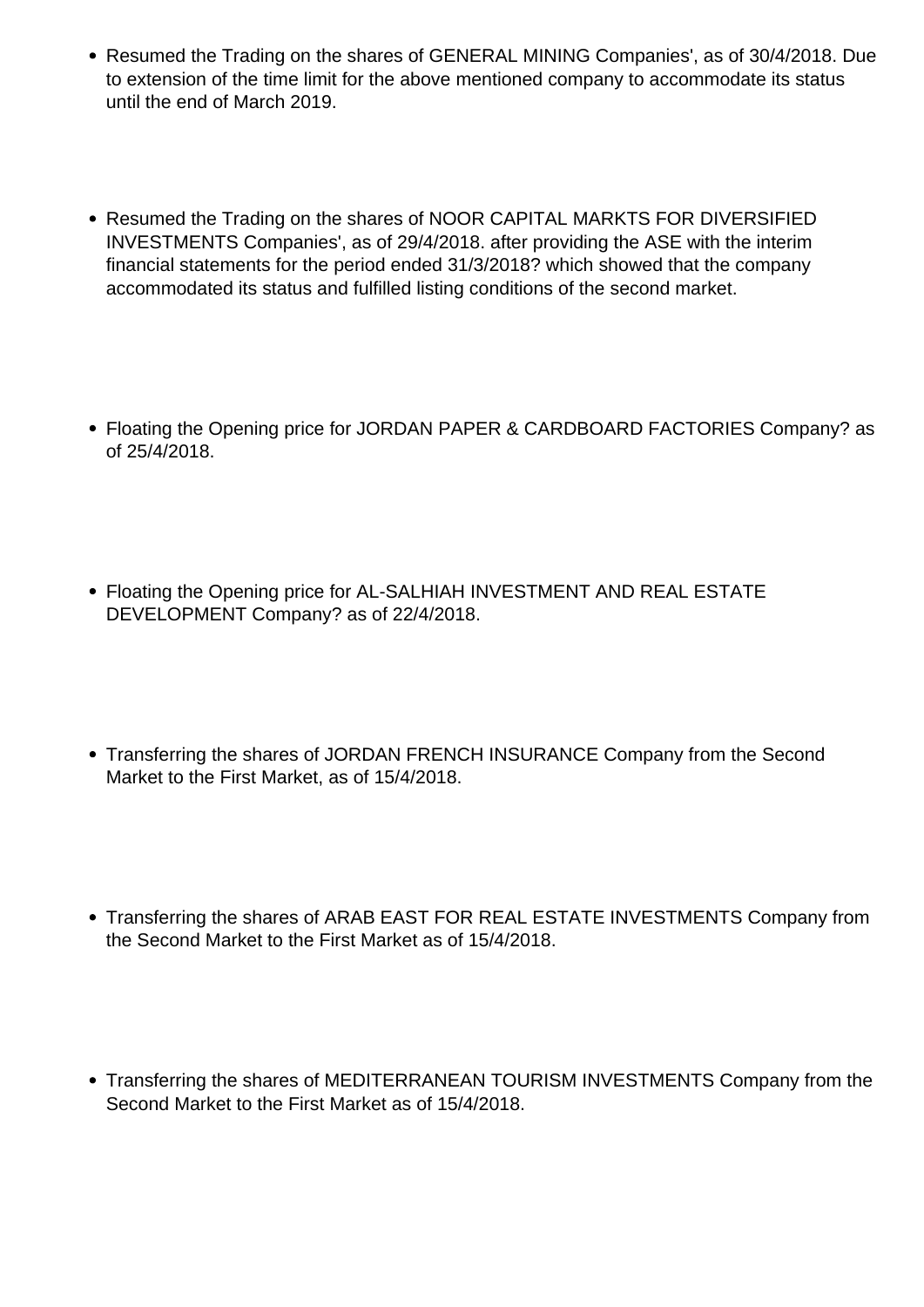- Resumed the Trading on the shares of GENERAL MINING Companies', as of 30/4/2018. Due to extension of the time limit for the above mentioned company to accommodate its status until the end of March 2019.

- Resumed the Trading on the shares of NOOR CAPITAL MARKTS FOR DIVERSIFIED INVESTMENTS Companies', as of 29/4/2018. after providing the ASE with the interim financial statements for the period ended 31/3/2018? which showed that the company accommodated its status and fulfilled listing conditions of the second market.

- Floating the Opening price for JORDAN PAPER & CARDBOARD FACTORIES Company? as of 25/4/2018.

- Floating the Opening price for AL-SALHIAH INVESTMENT AND REAL ESTATE DEVELOPMENT Company? as of 22/4/2018.

- Transferring the shares of JORDAN FRENCH INSURANCE Company from the Second Market to the First Market, as of 15/4/2018.

- Transferring the shares of ARAB EAST FOR REAL ESTATE INVESTMENTS Company from the Second Market to the First Market as of 15/4/2018.

- Transferring the shares of MEDITERRANEAN TOURISM INVESTMENTS Company from the Second Market to the First Market as of 15/4/2018.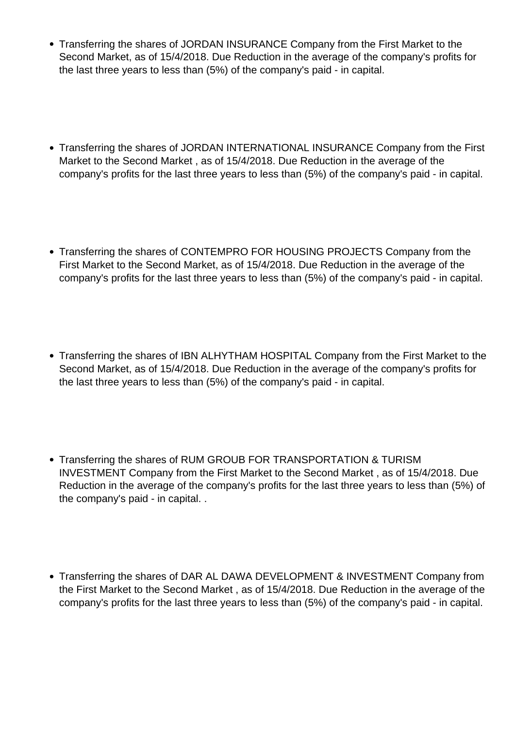- Transferring the shares of JORDAN INSURANCE Company from the First Market to the Second Market, as of 15/4/2018. Due Reduction in the average of the company's profits for the last three years to less than (5%) of the company's paid - in capital.

- Transferring the shares of JORDAN INTERNATIONAL INSURANCE Company from the First Market to the Second Market , as of 15/4/2018. Due Reduction in the average of the company's profits for the last three years to less than (5%) of the company's paid - in capital.

- Transferring the shares of CONTEMPRO FOR HOUSING PROJECTS Company from the First Market to the Second Market, as of 15/4/2018. Due Reduction in the average of the company's profits for the last three years to less than (5%) of the company's paid - in capital.

- Transferring the shares of IBN ALHYTHAM HOSPITAL Company from the First Market to the Second Market, as of 15/4/2018. Due Reduction in the average of the company's profits for the last three years to less than (5%) of the company's paid - in capital.

- Transferring the shares of RUM GROUB FOR TRANSPORTATION & TURISM INVESTMENT Company from the First Market to the Second Market , as of 15/4/2018. Due Reduction in the average of the company's profits for the last three years to less than (5%) of the company's paid - in capital. .

- Transferring the shares of DAR AL DAWA DEVELOPMENT & INVESTMENT Company from the First Market to the Second Market , as of 15/4/2018. Due Reduction in the average of the company's profits for the last three years to less than (5%) of the company's paid - in capital.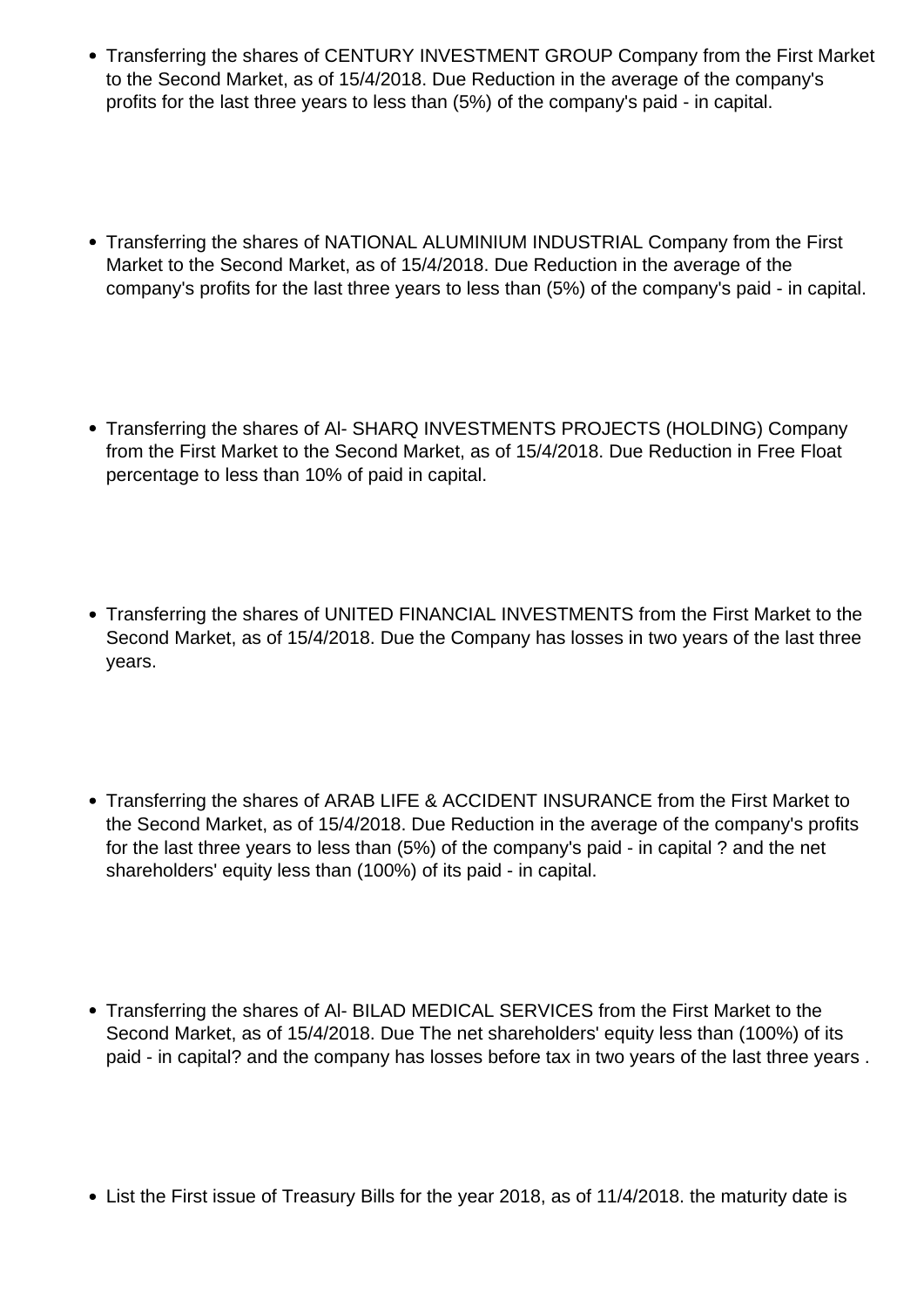- Transferring the shares of CENTURY INVESTMENT GROUP Company from the First Market to the Second Market, as of 15/4/2018. Due Reduction in the average of the company's profits for the last three years to less than (5%) of the company's paid - in capital.

- Transferring the shares of NATIONAL ALUMINIUM INDUSTRIAL Company from the First Market to the Second Market, as of 15/4/2018. Due Reduction in the average of the company's profits for the last three years to less than (5%) of the company's paid - in capital.

- Transferring the shares of Al- SHARQ INVESTMENTS PROJECTS (HOLDING) Company from the First Market to the Second Market, as of 15/4/2018. Due Reduction in Free Float percentage to less than 10% of paid in capital.

- Transferring the shares of UNITED FINANCIAL INVESTMENTS from the First Market to the Second Market, as of 15/4/2018. Due the Company has losses in two years of the last three years.

- Transferring the shares of ARAB LIFE & ACCIDENT INSURANCE from the First Market to the Second Market, as of 15/4/2018. Due Reduction in the average of the company's profits for the last three years to less than (5%) of the company's paid - in capital ? and the net shareholders' equity less than (100%) of its paid - in capital.

- Transferring the shares of Al- BILAD MEDICAL SERVICES from the First Market to the Second Market, as of 15/4/2018. Due The net shareholders' equity less than (100%) of its paid - in capital? and the company has losses before tax in two years of the last three years .

- List the First issue of Treasury Bills for the year 2018, as of 11/4/2018. the maturity date is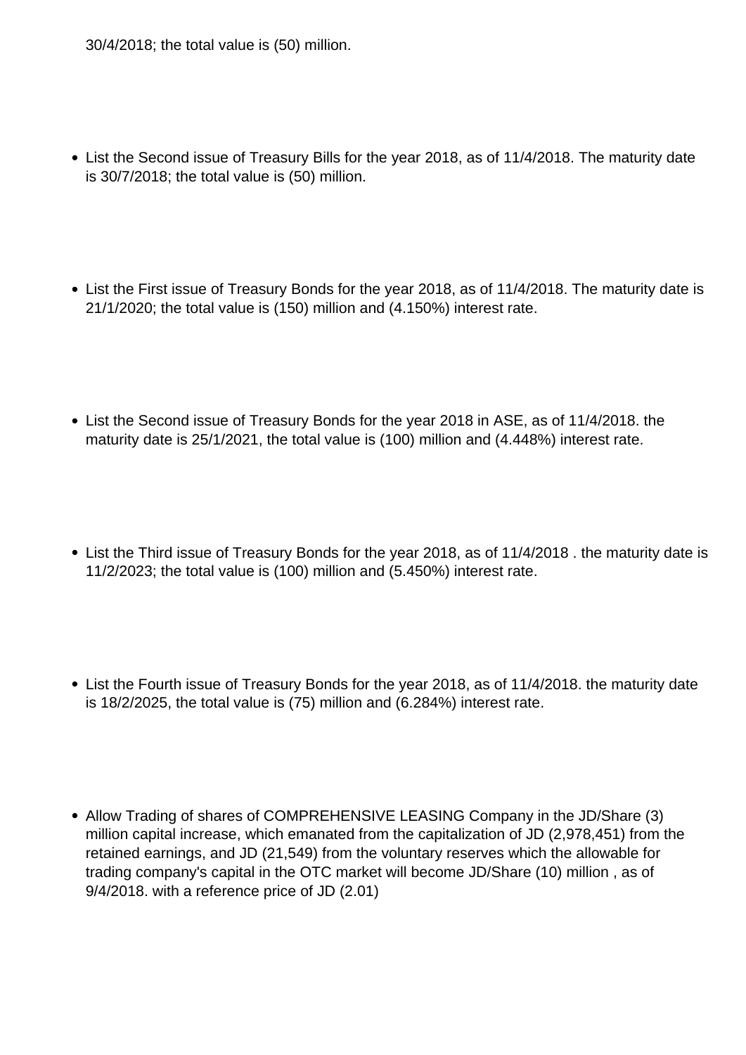30/4/2018; the total value is (50) million.

- List the Second issue of Treasury Bills for the year 2018, as of 11/4/2018. The maturity date is 30/7/2018; the total value is (50) million.

- List the First issue of Treasury Bonds for the year 2018, as of 11/4/2018. The maturity date is 21/1/2020; the total value is (150) million and (4.150%) interest rate.

- List the Second issue of Treasury Bonds for the year 2018 in ASE, as of 11/4/2018. the maturity date is 25/1/2021, the total value is (100) million and (4.448%) interest rate.

- List the Third issue of Treasury Bonds for the year 2018, as of 11/4/2018 . the maturity date is 11/2/2023; the total value is (100) million and (5.450%) interest rate.

- List the Fourth issue of Treasury Bonds for the year 2018, as of 11/4/2018. the maturity date is 18/2/2025, the total value is (75) million and (6.284%) interest rate.

- Allow Trading of shares of COMPREHENSIVE LEASING Company in the JD/Share (3) million capital increase, which emanated from the capitalization of JD (2,978,451) from the retained earnings, and JD (21,549) from the voluntary reserves which the allowable for trading company's capital in the OTC market will become JD/Share (10) million , as of 9/4/2018. with a reference price of JD (2.01)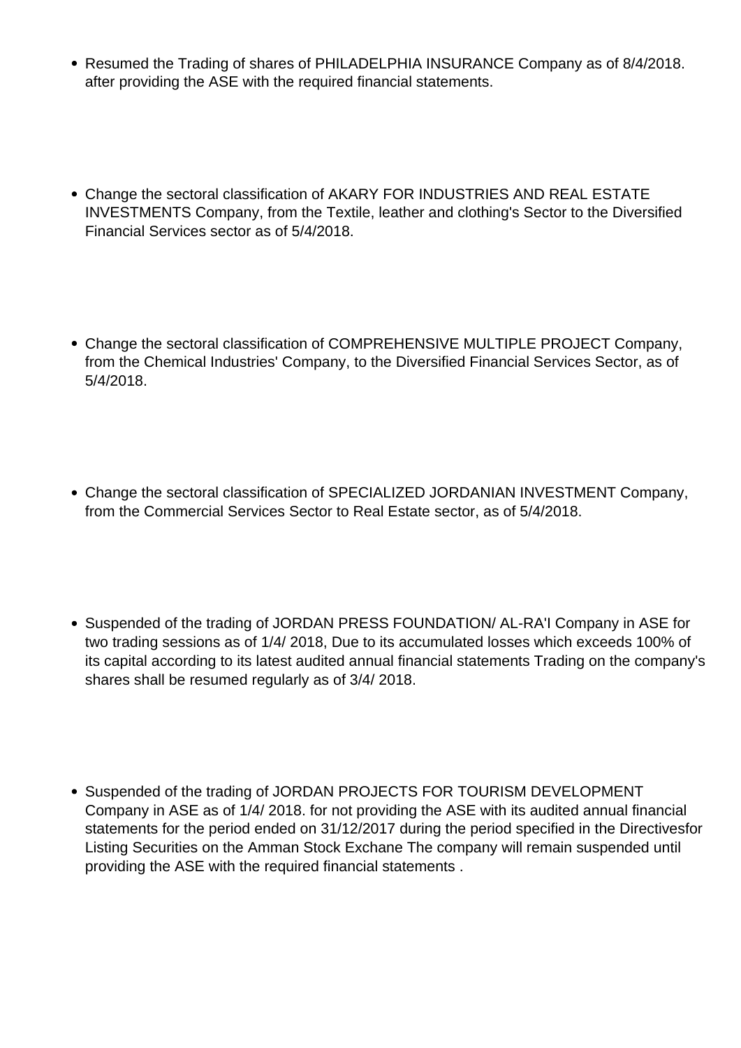- Resumed the Trading of shares of PHILADELPHIA INSURANCE Company as of 8/4/2018. after providing the ASE with the required financial statements.

- Change the sectoral classification of AKARY FOR INDUSTRIES AND REAL ESTATE INVESTMENTS Company, from the Textile, leather and clothing's Sector to the Diversified Financial Services sector as of 5/4/2018.

- Change the sectoral classification of COMPREHENSIVE MULTIPLE PROJECT Company, from the Chemical Industries' Company, to the Diversified Financial Services Sector, as of 5/4/2018.

- Change the sectoral classification of SPECIALIZED JORDANIAN INVESTMENT Company, from the Commercial Services Sector to Real Estate sector, as of 5/4/2018.

- Suspended of the trading of JORDAN PRESS FOUNDATION/ AL-RA'I Company in ASE for two trading sessions as of 1/4/ 2018, Due to its accumulated losses which exceeds 100% of its capital according to its latest audited annual financial statements Trading on the company's shares shall be resumed regularly as of 3/4/ 2018.

- Suspended of the trading of JORDAN PROJECTS FOR TOURISM DEVELOPMENT Company in ASE as of 1/4/ 2018. for not providing the ASE with its audited annual financial statements for the period ended on 31/12/2017 during the period specified in the Directivesfor Listing Securities on the Amman Stock Exchane The company will remain suspended until providing the ASE with the required financial statements .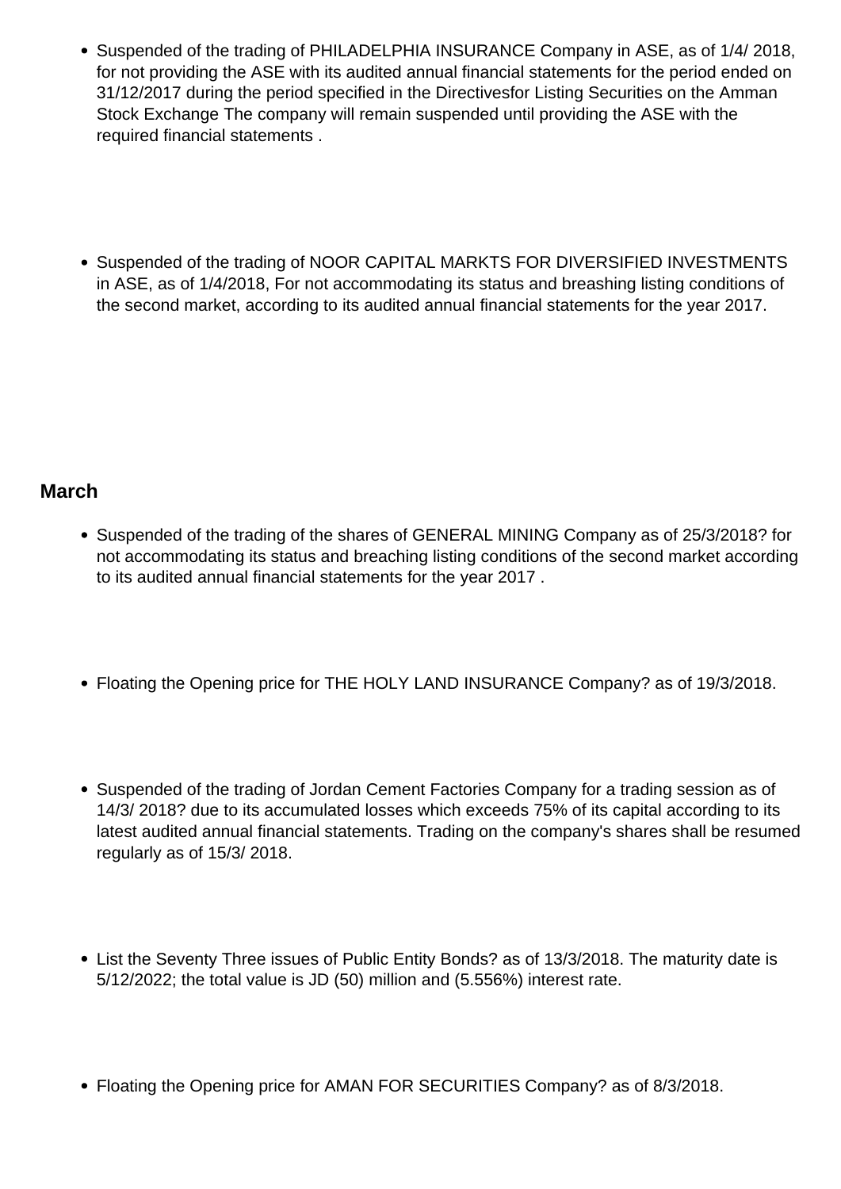- Suspended of the trading of PHILADELPHIA INSURANCE Company in ASE, as of 1/4/ 2018, for not providing the ASE with its audited annual financial statements for the period ended on 31/12/2017 during the period specified in the Directivesfor Listing Securities on the Amman Stock Exchange The company will remain suspended until providing the ASE with the required financial statements .

- Suspended of the trading of NOOR CAPITAL MARKTS FOR DIVERSIFIED INVESTMENTS in ASE, as of 1/4/2018, For not accommodating its status and breashing listing conditions of the second market, according to its audited annual financial statements for the year 2017.

### March

- Suspended of the trading of the shares of GENERAL MINING Company as of 25/3/2018? for not accommodating its status and breaching listing conditions of the second market according to its audited annual financial statements for the year 2017 .

- Floating the Opening price for THE HOLY LAND INSURANCE Company? as of 19/3/2018.

- Suspended of the trading of Jordan Cement Factories Company for a trading session as of 14/3/ 2018? due to its accumulated losses which exceeds 75% of its capital according to its latest audited annual financial statements. Trading on the company's shares shall be resumed regularly as of 15/3/ 2018.

- List the Seventy Three issues of Public Entity Bonds? as of 13/3/2018. The maturity date is 5/12/2022; the total value is JD (50) million and (5.556%) interest rate.

- Floating the Opening price for AMAN FOR SECURITIES Company? as of 8/3/2018.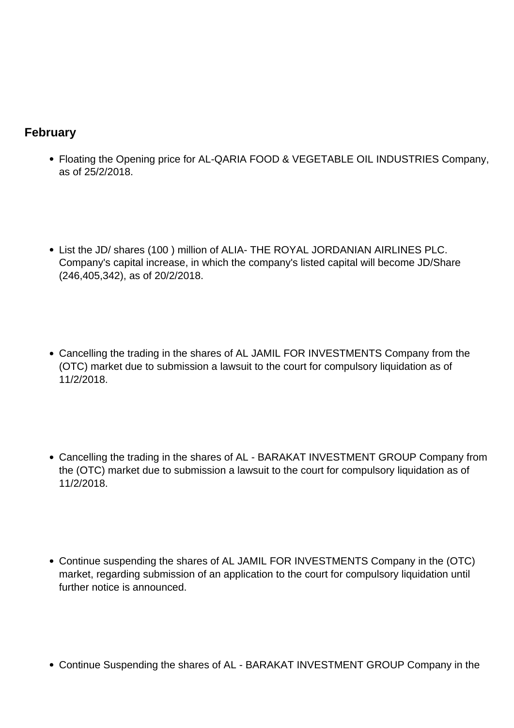## February

- Floating the Opening price for AL-QARIA FOOD & VEGETABLE OIL INDUSTRIES Company, as of 25/2/2018.

- List the JD/ shares (100 ) million of ALIA- THE ROYAL JORDANIAN AIRLINES PLC. Company's capital increase, in which the company's listed capital will become JD/Share (246,405,342), as of 20/2/2018.

- Cancelling the trading in the shares of AL JAMIL FOR INVESTMENTS Company from the (OTC) market due to submission a lawsuit to the court for compulsory liquidation as of 11/2/2018.

- Cancelling the trading in the shares of AL - BARAKAT INVESTMENT GROUP Company from the (OTC) market due to submission a lawsuit to the court for compulsory liquidation as of 11/2/2018.

- Continue suspending the shares of AL JAMIL FOR INVESTMENTS Company in the (OTC) market, regarding submission of an application to the court for compulsory liquidation until further notice is announced.

- Continue Suspending the shares of AL - BARAKAT INVESTMENT GROUP Company in the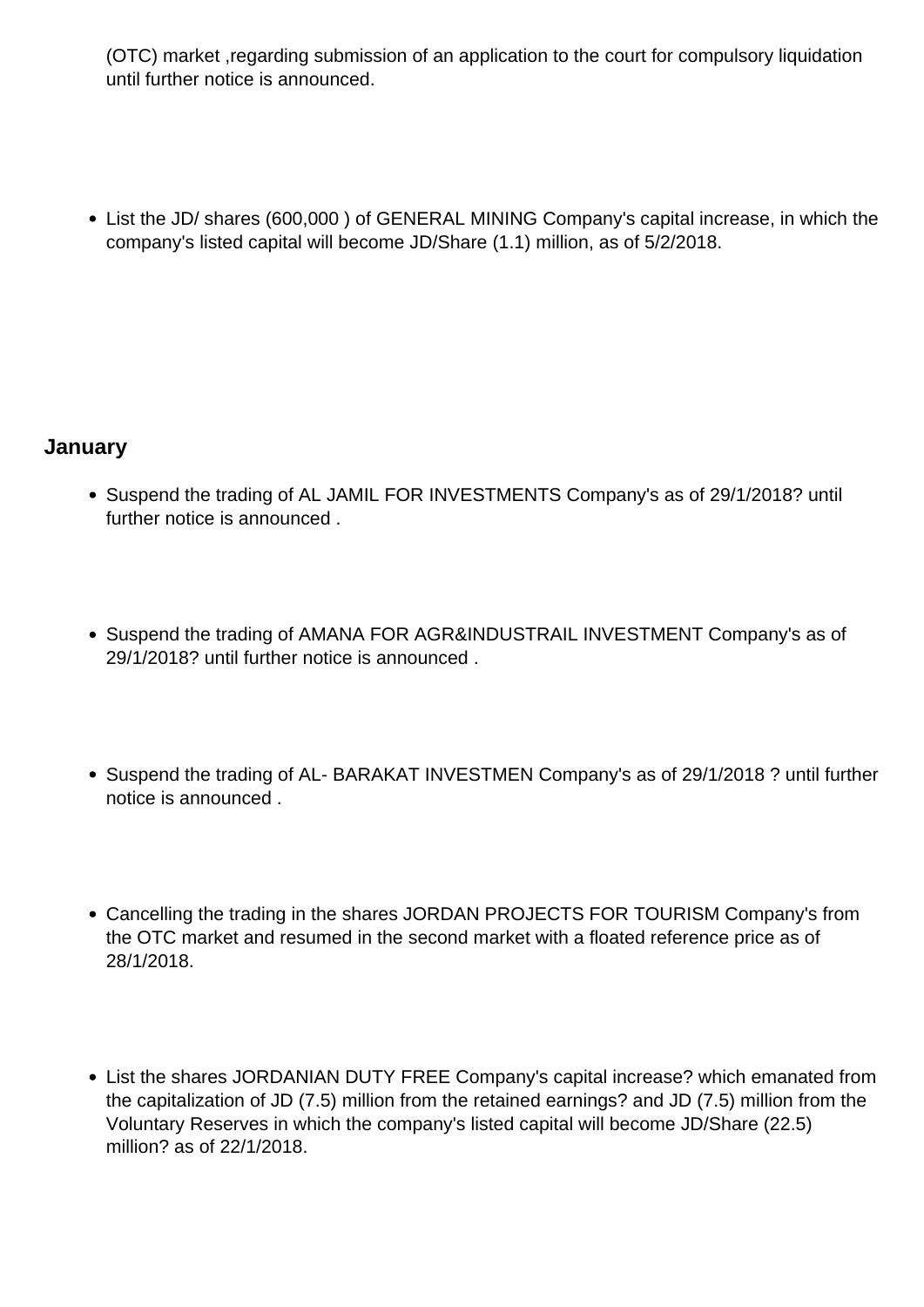(OTC) market ,regarding submission of an application to the court for compulsory liquidation until further notice is announced.

- List the JD/ shares (600,000 ) of GENERAL MINING Company's capital increase, in which the company's listed capital will become JD/Share (1.1) million, as of 5/2/2018.

### January

- Suspend the trading of AL JAMIL FOR INVESTMENTS Company's as of 29/1/2018? until further notice is announced .
- Suspend the trading of AMANA FOR AGR&INDUSTRAIL INVESTMENT Company's as of 29/1/2018? until further notice is announced .
- Suspend the trading of AL- BARAKAT INVESTMEN Company's as of 29/1/2018 ? until further notice is announced .
- Cancelling the trading in the shares JORDAN PROJECTS FOR TOURISM Company's from the OTC market and resumed in the second market with a floated reference price as of 28/1/2018.
- List the shares JORDANIAN DUTY FREE Company's capital increase? which emanated from the capitalization of JD (7.5) million from the retained earnings? and JD (7.5) million from the Voluntary Reserves in which the company's listed capital will become JD/Share (22.5) million? as of 22/1/2018.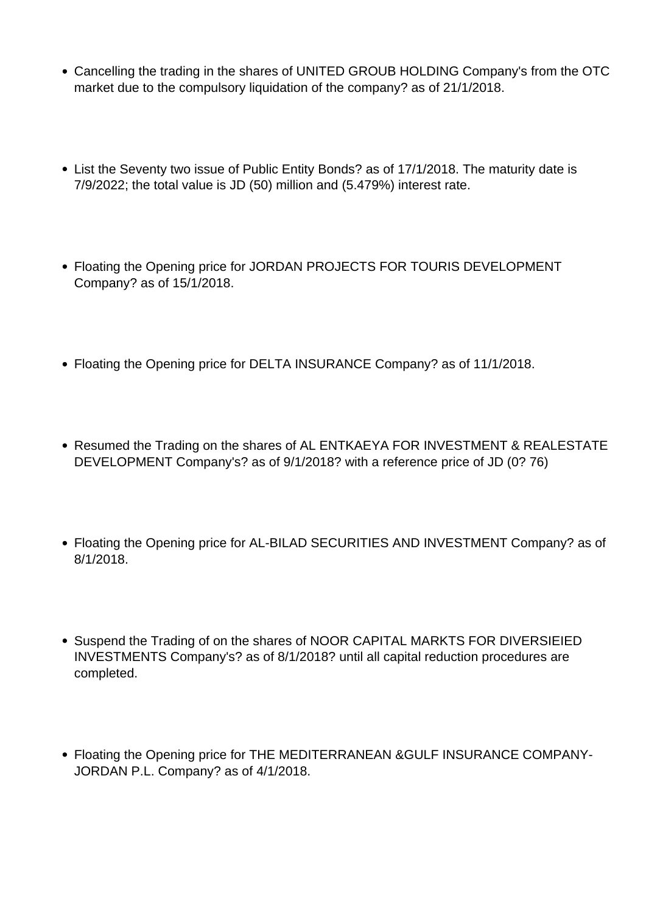- Cancelling the trading in the shares of UNITED GROUB HOLDING Company's from the OTC market due to the compulsory liquidation of the company? as of 21/1/2018.

- List the Seventy two issue of Public Entity Bonds? as of 17/1/2018. The maturity date is 7/9/2022; the total value is JD (50) million and (5.479%) interest rate.

- Floating the Opening price for JORDAN PROJECTS FOR TOURIS DEVELOPMENT Company? as of 15/1/2018.

- Floating the Opening price for DELTA INSURANCE Company? as of 11/1/2018.

- Resumed the Trading on the shares of AL ENTKAEYA FOR INVESTMENT & REALESTATE DEVELOPMENT Company's? as of 9/1/2018? with a reference price of JD (0? 76)

- Floating the Opening price for AL-BILAD SECURITIES AND INVESTMENT Company? as of 8/1/2018.

- Suspend the Trading of on the shares of NOOR CAPITAL MARKTS FOR DIVERSIEIED INVESTMENTS Company's? as of 8/1/2018? until all capital reduction procedures are completed.

- Floating the Opening price for THE MEDITERRANEAN &GULF INSURANCE COMPANY-JORDAN P.L. Company? as of 4/1/2018.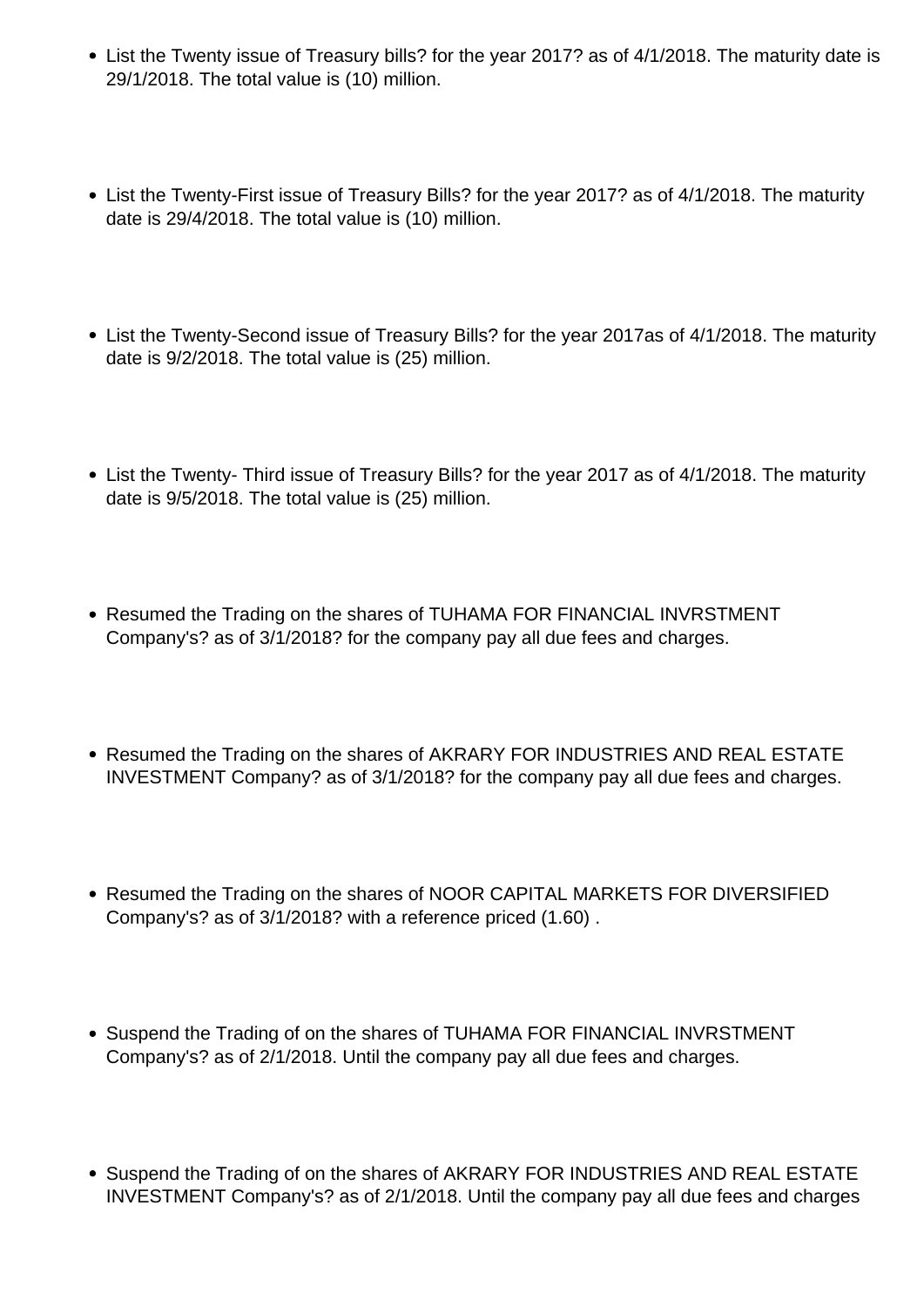- List the Twenty issue of Treasury bills? for the year 2017? as of 4/1/2018. The maturity date is 29/1/2018. The total value is (10) million.

- List the Twenty-First issue of Treasury Bills? for the year 2017? as of 4/1/2018. The maturity date is 29/4/2018. The total value is (10) million.

- List the Twenty-Second issue of Treasury Bills? for the year 2017as of 4/1/2018. The maturity date is 9/2/2018. The total value is (25) million.

- List the Twenty- Third issue of Treasury Bills? for the year 2017 as of 4/1/2018. The maturity date is 9/5/2018. The total value is (25) million.

- Resumed the Trading on the shares of TUHAMA FOR FINANCIAL INVRSTMENT Company's? as of 3/1/2018? for the company pay all due fees and charges.

- Resumed the Trading on the shares of AKRARY FOR INDUSTRIES AND REAL ESTATE INVESTMENT Company? as of 3/1/2018? for the company pay all due fees and charges.

- Resumed the Trading on the shares of NOOR CAPITAL MARKETS FOR DIVERSIFIED Company's? as of 3/1/2018? with a reference priced (1.60) .

- Suspend the Trading of on the shares of TUHAMA FOR FINANCIAL INVRSTMENT Company's? as of 2/1/2018. Until the company pay all due fees and charges.

- Suspend the Trading of on the shares of AKRARY FOR INDUSTRIES AND REAL ESTATE INVESTMENT Company's? as of 2/1/2018. Until the company pay all due fees and charges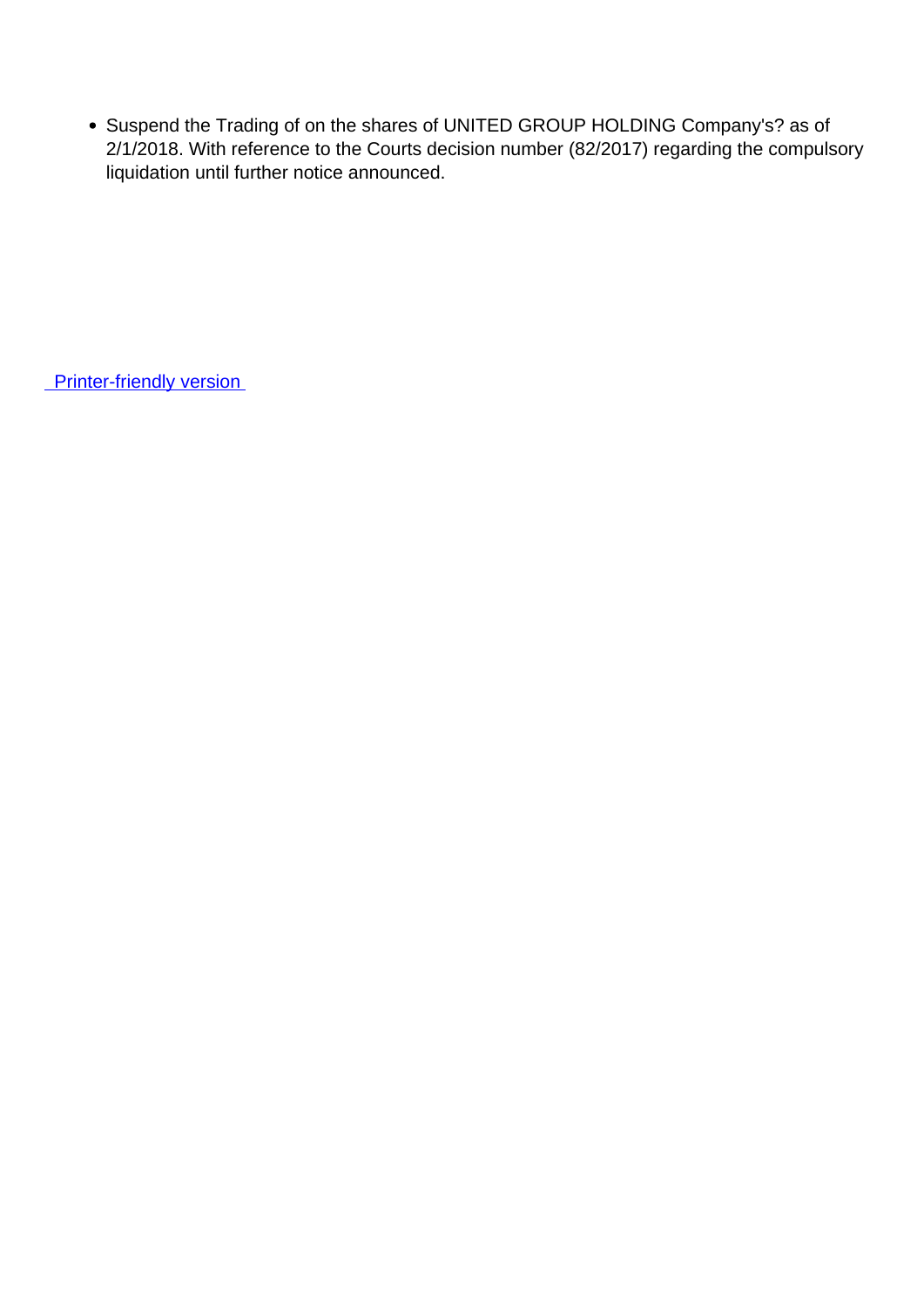- Suspend the Trading of on the shares of UNITED GROUP HOLDING Company's? as of 2/1/2018. With reference to the Courts decision number (82/2017) regarding the compulsory liquidation until further notice announced.

Printer-friendly version